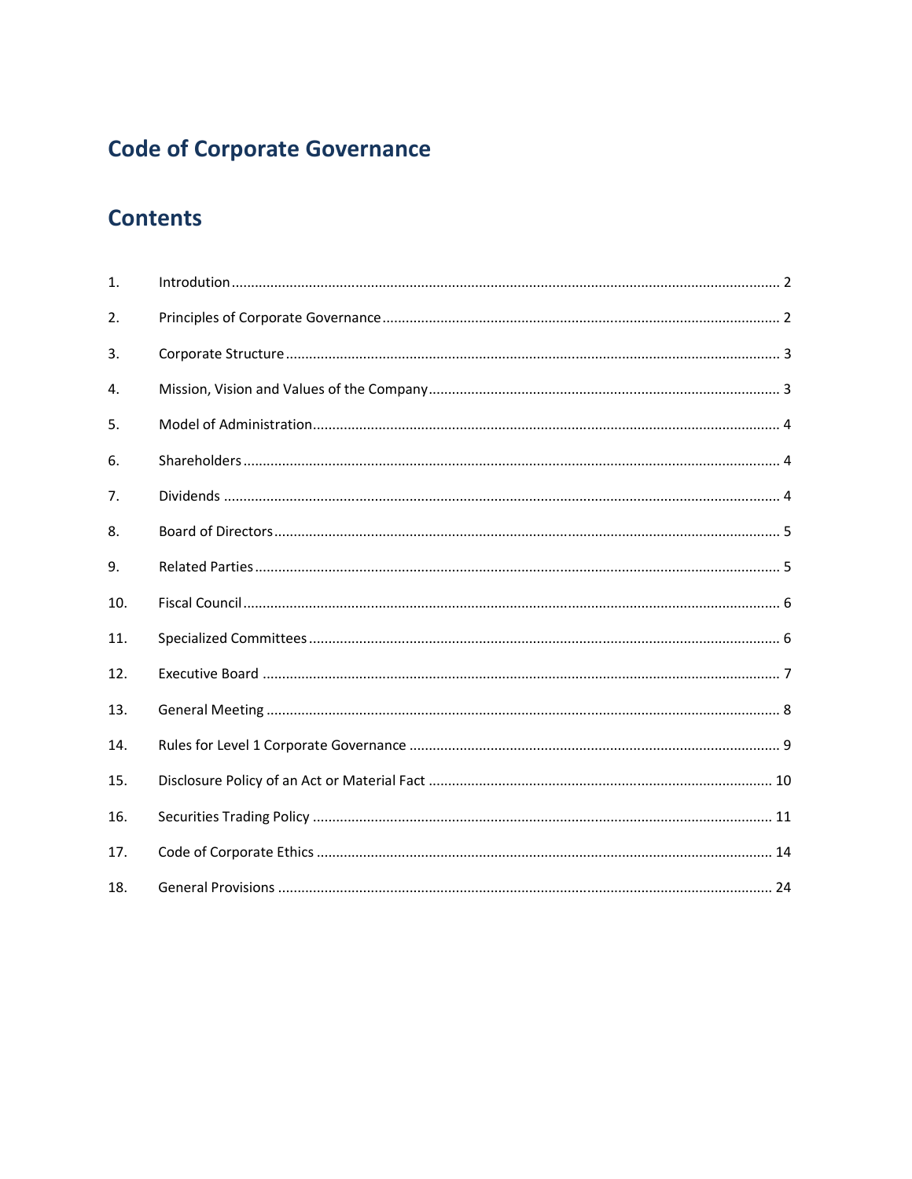# Code of Corporate Governance

## Contents

| | | |
|---|---|---|
| 1. | Introduction | 2 |
| 2. | Principles of Corporate Governance | 2 |
| 3. | Corporate Structure | 3 |
| 4. | Mission, Vision and Values of the Company | 3 |
| 5. | Model of Administration | 4 |
| 6. | Shareholders | 4 |
| 7. | Dividends | 4 |
| 8. | Board of Directors | 5 |
| 9. | Related Parties | 5 |
| 10. | Fiscal Council | 6 |
| 11. | Specialized Committees | 6 |
| 12. | Executive Board | 7 |
| 13. | General Meeting | 8 |
| 14. | Rules for Level 1 Corporate Governance | 9 |
| 15. | Disclosure Policy of an Act or Material Fact | 10 |
| 16. | Securities Trading Policy | 11 |
| 17. | Code of Corporate Ethics | 14 |
| 18. | General Provisions | 24 |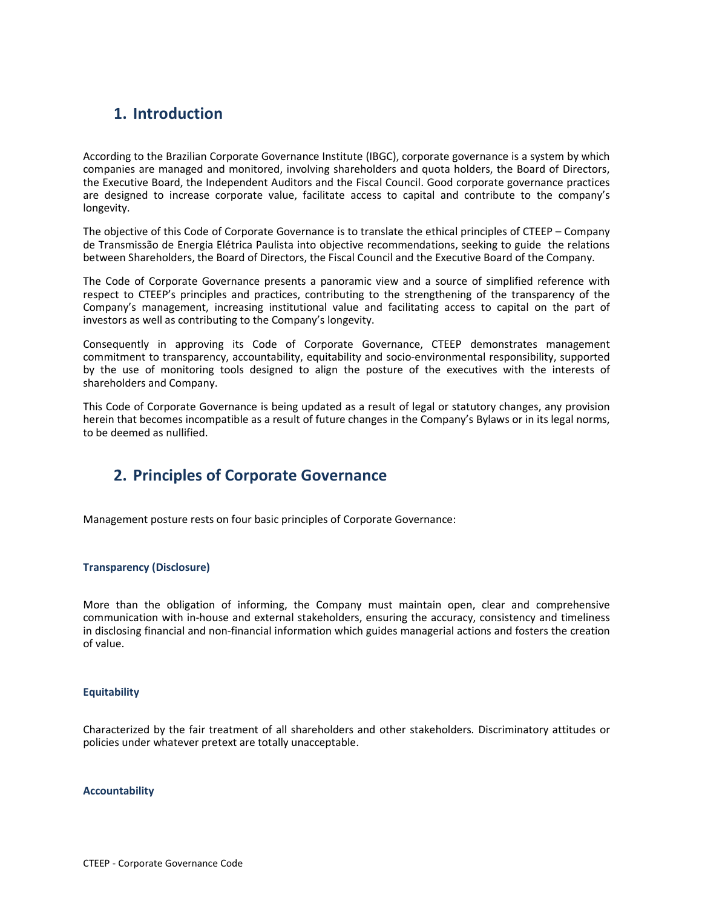## 1. Introduction

According to the Brazilian Corporate Governance Institute (IBGC), corporate governance is a system by which companies are managed and monitored, involving shareholders and quota holders, the Board of Directors, the Executive Board, the Independent Auditors and the Fiscal Council. Good corporate governance practices are designed to increase corporate value, facilitate access to capital and contribute to the company's longevity.

The objective of this Code of Corporate Governance is to translate the ethical principles of CTEEP – Company de Transmissão de Energia Elétrica Paulista into objective recommendations, seeking to guide the relations between Shareholders, the Board of Directors, the Fiscal Council and the Executive Board of the Company.

The Code of Corporate Governance presents a panoramic view and a source of simplified reference with respect to CTEEP's principles and practices, contributing to the strengthening of the transparency of the Company's management, increasing institutional value and facilitating access to capital on the part of investors as well as contributing to the Company's longevity.

Consequently in approving its Code of Corporate Governance, CTEEP demonstrates management commitment to transparency, accountability, equitability and socio-environmental responsibility, supported by the use of monitoring tools designed to align the posture of the executives with the interests of shareholders and Company.

This Code of Corporate Governance is being updated as a result of legal or statutory changes, any provision herein that becomes incompatible as a result of future changes in the Company's Bylaws or in its legal norms, to be deemed as nullified.

## 2. Principles of Corporate Governance

Management posture rests on four basic principles of Corporate Governance:

#### Transparency (Disclosure)

More than the obligation of informing, the Company must maintain open, clear and comprehensive communication with in-house and external stakeholders, ensuring the accuracy, consistency and timeliness in disclosing financial and non-financial information which guides managerial actions and fosters the creation of value.

#### Equitability

Characterized by the fair treatment of all shareholders and other stakeholders. Discriminatory attitudes or policies under whatever pretext are totally unacceptable.

#### Accountability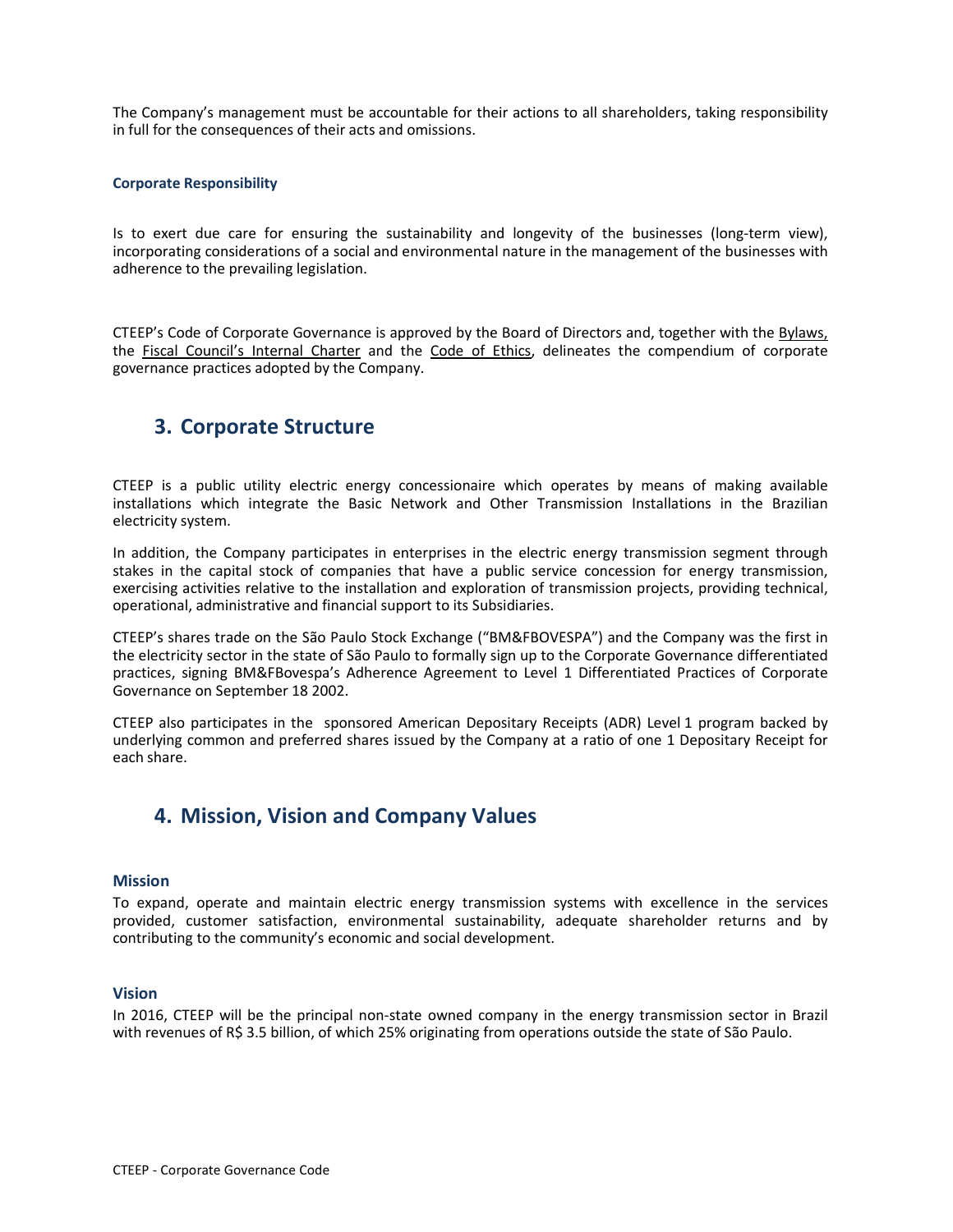The Company's management must be accountable for their actions to all shareholders, taking responsibility in full for the consequences of their acts and omissions.

### Corporate Responsibility

Is to exert due care for ensuring the sustainability and longevity of the businesses (long-term view), incorporating considerations of a social and environmental nature in the management of the businesses with adherence to the prevailing legislation.

CTEEP's Code of Corporate Governance is approved by the Board of Directors and, together with the Bylaws, the Fiscal Council's Internal Charter and the Code of Ethics, delineates the compendium of corporate governance practices adopted by the Company.

## 3. Corporate Structure

CTEEP is a public utility electric energy concessionaire which operates by means of making available installations which integrate the Basic Network and Other Transmission Installations in the Brazilian electricity system.

In addition, the Company participates in enterprises in the electric energy transmission segment through stakes in the capital stock of companies that have a public service concession for energy transmission, exercising activities relative to the installation and exploration of transmission projects, providing technical, operational, administrative and financial support to its Subsidiaries.

CTEEP's shares trade on the São Paulo Stock Exchange ("BM&FBOVESPA") and the Company was the first in the electricity sector in the state of São Paulo to formally sign up to the Corporate Governance differentiated practices, signing BM&FBovespa's Adherence Agreement to Level 1 Differentiated Practices of Corporate Governance on September 18 2002.

CTEEP also participates in the sponsored American Depositary Receipts (ADR) Level 1 program backed by underlying common and preferred shares issued by the Company at a ratio of one 1 Depositary Receipt for each share.

## 4. Mission, Vision and Company Values

### Mission

To expand, operate and maintain electric energy transmission systems with excellence in the services provided, customer satisfaction, environmental sustainability, adequate shareholder returns and by contributing to the community's economic and social development.

### Vision

In 2016, CTEEP will be the principal non-state owned company in the energy transmission sector in Brazil with revenues of R$ 3.5 billion, of which 25% originating from operations outside the state of São Paulo.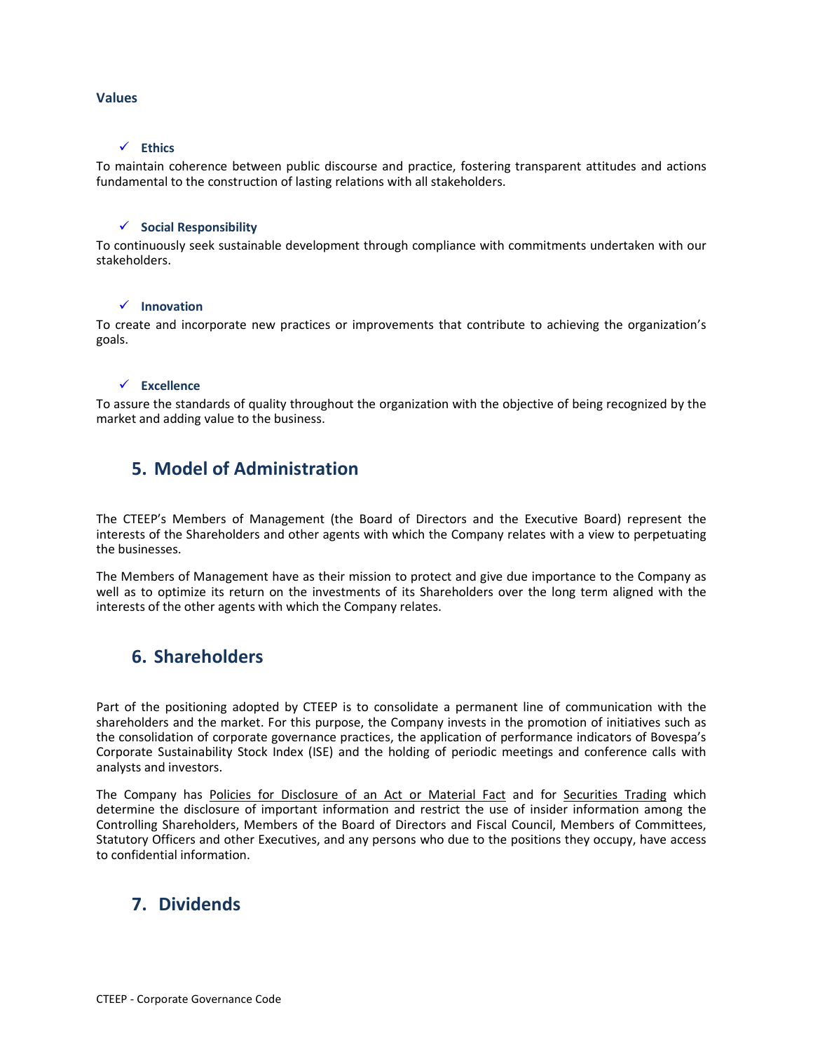**Values**

- ✓ **Ethics**

To maintain coherence between public discourse and practice, fostering transparent attitudes and actions fundamental to the construction of lasting relations with all stakeholders.

- ✓ **Social Responsibility**

To continuously seek sustainable development through compliance with commitments undertaken with our stakeholders.

- ✓ **Innovation**

To create and incorporate new practices or improvements that contribute to achieving the organization's goals.

- ✓ **Excellence**

To assure the standards of quality throughout the organization with the objective of being recognized by the market and adding value to the business.

## 5. Model of Administration

The CTEEP's Members of Management (the Board of Directors and the Executive Board) represent the interests of the Shareholders and other agents with which the Company relates with a view to perpetuating the businesses.

The Members of Management have as their mission to protect and give due importance to the Company as well as to optimize its return on the investments of its Shareholders over the long term aligned with the interests of the other agents with which the Company relates.

## 6. Shareholders

Part of the positioning adopted by CTEEP is to consolidate a permanent line of communication with the shareholders and the market. For this purpose, the Company invests in the promotion of initiatives such as the consolidation of corporate governance practices, the application of performance indicators of Bovespa's Corporate Sustainability Stock Index (ISE) and the holding of periodic meetings and conference calls with analysts and investors.

The Company has Policies for Disclosure of an Act or Material Fact and for Securities Trading which determine the disclosure of important information and restrict the use of insider information among the Controlling Shareholders, Members of the Board of Directors and Fiscal Council, Members of Committees, Statutory Officers and other Executives, and any persons who due to the positions they occupy, have access to confidential information.

## 7. Dividends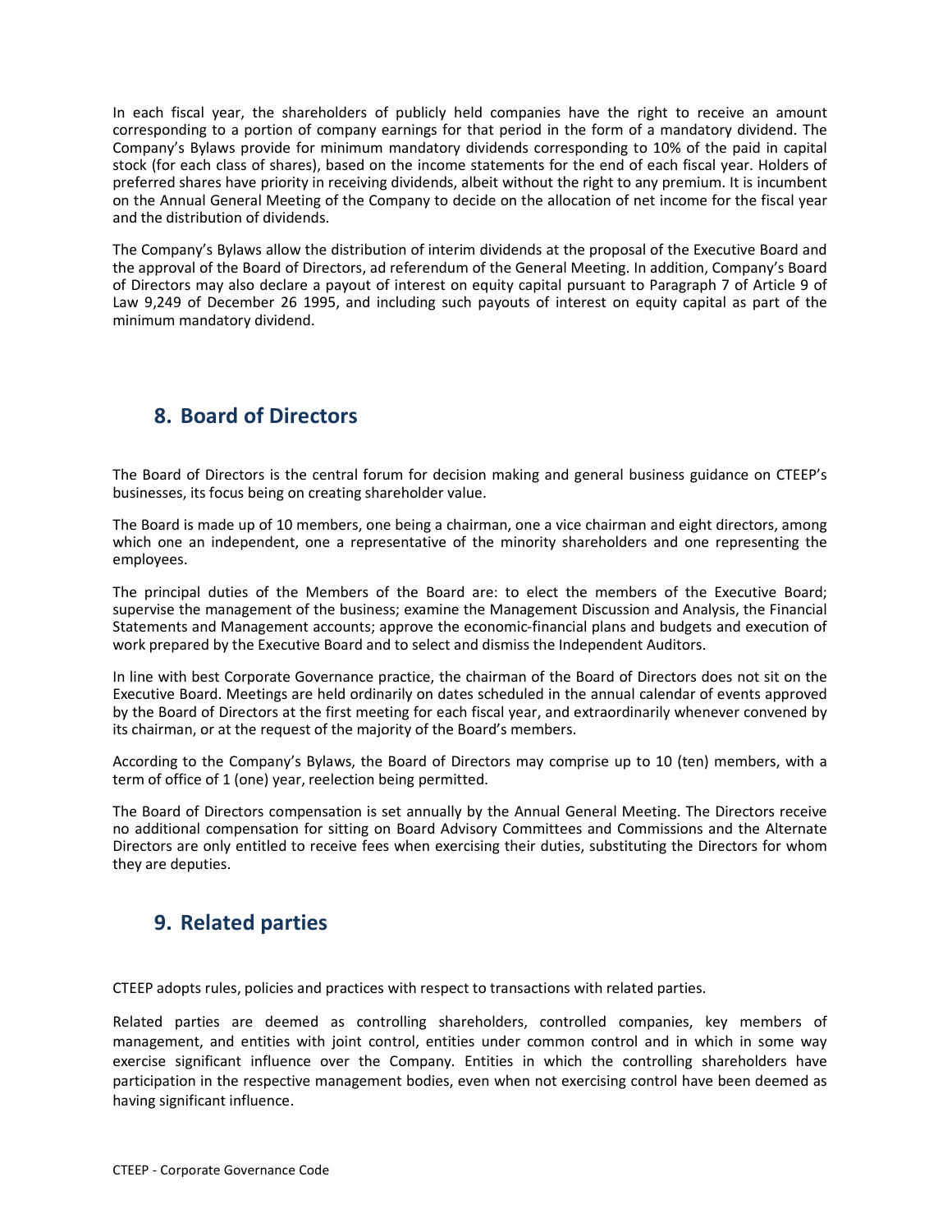In each fiscal year, the shareholders of publicly held companies have the right to receive an amount corresponding to a portion of company earnings for that period in the form of a mandatory dividend. The Company's Bylaws provide for minimum mandatory dividends corresponding to 10% of the paid in capital stock (for each class of shares), based on the income statements for the end of each fiscal year. Holders of preferred shares have priority in receiving dividends, albeit without the right to any premium. It is incumbent on the Annual General Meeting of the Company to decide on the allocation of net income for the fiscal year and the distribution of dividends.

The Company's Bylaws allow the distribution of interim dividends at the proposal of the Executive Board and the approval of the Board of Directors, ad referendum of the General Meeting. In addition, Company's Board of Directors may also declare a payout of interest on equity capital pursuant to Paragraph 7 of Article 9 of Law 9,249 of December 26 1995, and including such payouts of interest on equity capital as part of the minimum mandatory dividend.

## 8. Board of Directors

The Board of Directors is the central forum for decision making and general business guidance on CTEEP's businesses, its focus being on creating shareholder value.

The Board is made up of 10 members, one being a chairman, one a vice chairman and eight directors, among which one an independent, one a representative of the minority shareholders and one representing the employees.

The principal duties of the Members of the Board are: to elect the members of the Executive Board; supervise the management of the business; examine the Management Discussion and Analysis, the Financial Statements and Management accounts; approve the economic-financial plans and budgets and execution of work prepared by the Executive Board and to select and dismiss the Independent Auditors.

In line with best Corporate Governance practice, the chairman of the Board of Directors does not sit on the Executive Board. Meetings are held ordinarily on dates scheduled in the annual calendar of events approved by the Board of Directors at the first meeting for each fiscal year, and extraordinarily whenever convened by its chairman, or at the request of the majority of the Board's members.

According to the Company's Bylaws, the Board of Directors may comprise up to 10 (ten) members, with a term of office of 1 (one) year, reelection being permitted.

The Board of Directors compensation is set annually by the Annual General Meeting. The Directors receive no additional compensation for sitting on Board Advisory Committees and Commissions and the Alternate Directors are only entitled to receive fees when exercising their duties, substituting the Directors for whom they are deputies.

## 9. Related parties

CTEEP adopts rules, policies and practices with respect to transactions with related parties.

Related parties are deemed as controlling shareholders, controlled companies, key members of management, and entities with joint control, entities under common control and in which in some way exercise significant influence over the Company. Entities in which the controlling shareholders have participation in the respective management bodies, even when not exercising control have been deemed as having significant influence.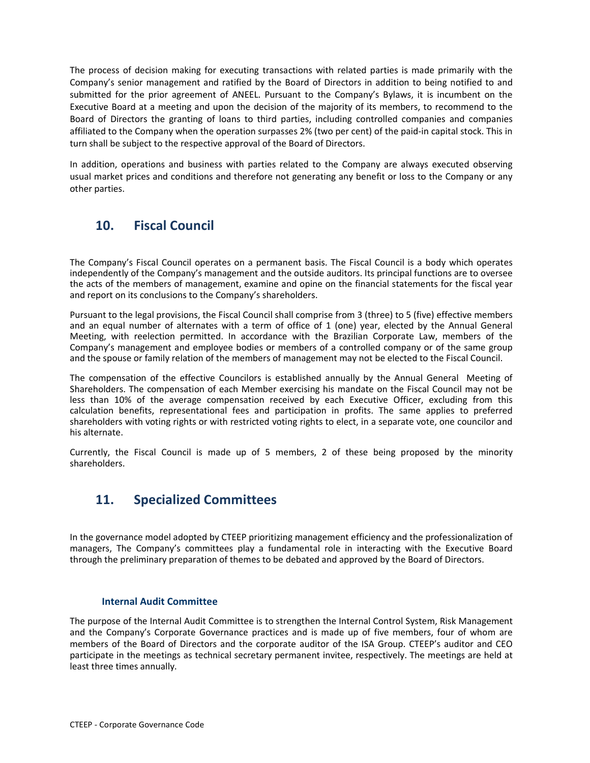The process of decision making for executing transactions with related parties is made primarily with the Company's senior management and ratified by the Board of Directors in addition to being notified to and submitted for the prior agreement of ANEEL. Pursuant to the Company's Bylaws, it is incumbent on the Executive Board at a meeting and upon the decision of the majority of its members, to recommend to the Board of Directors the granting of loans to third parties, including controlled companies and companies affiliated to the Company when the operation surpasses 2% (two per cent) of the paid-in capital stock. This in turn shall be subject to the respective approval of the Board of Directors.

In addition, operations and business with parties related to the Company are always executed observing usual market prices and conditions and therefore not generating any benefit or loss to the Company or any other parties.

## 10. Fiscal Council

The Company's Fiscal Council operates on a permanent basis. The Fiscal Council is a body which operates independently of the Company's management and the outside auditors. Its principal functions are to oversee the acts of the members of management, examine and opine on the financial statements for the fiscal year and report on its conclusions to the Company's shareholders.

Pursuant to the legal provisions, the Fiscal Council shall comprise from 3 (three) to 5 (five) effective members and an equal number of alternates with a term of office of 1 (one) year, elected by the Annual General Meeting, with reelection permitted. In accordance with the Brazilian Corporate Law, members of the Company's management and employee bodies or members of a controlled company or of the same group and the spouse or family relation of the members of management may not be elected to the Fiscal Council.

The compensation of the effective Councilors is established annually by the Annual General Meeting of Shareholders. The compensation of each Member exercising his mandate on the Fiscal Council may not be less than 10% of the average compensation received by each Executive Officer, excluding from this calculation benefits, representational fees and participation in profits. The same applies to preferred shareholders with voting rights or with restricted voting rights to elect, in a separate vote, one councilor and his alternate.

Currently, the Fiscal Council is made up of 5 members, 2 of these being proposed by the minority shareholders.

## 11. Specialized Committees

In the governance model adopted by CTEEP prioritizing management efficiency and the professionalization of managers, The Company's committees play a fundamental role in interacting with the Executive Board through the preliminary preparation of themes to be debated and approved by the Board of Directors.

### Internal Audit Committee

The purpose of the Internal Audit Committee is to strengthen the Internal Control System, Risk Management and the Company's Corporate Governance practices and is made up of five members, four of whom are members of the Board of Directors and the corporate auditor of the ISA Group. CTEEP's auditor and CEO participate in the meetings as technical secretary permanent invitee, respectively. The meetings are held at least three times annually.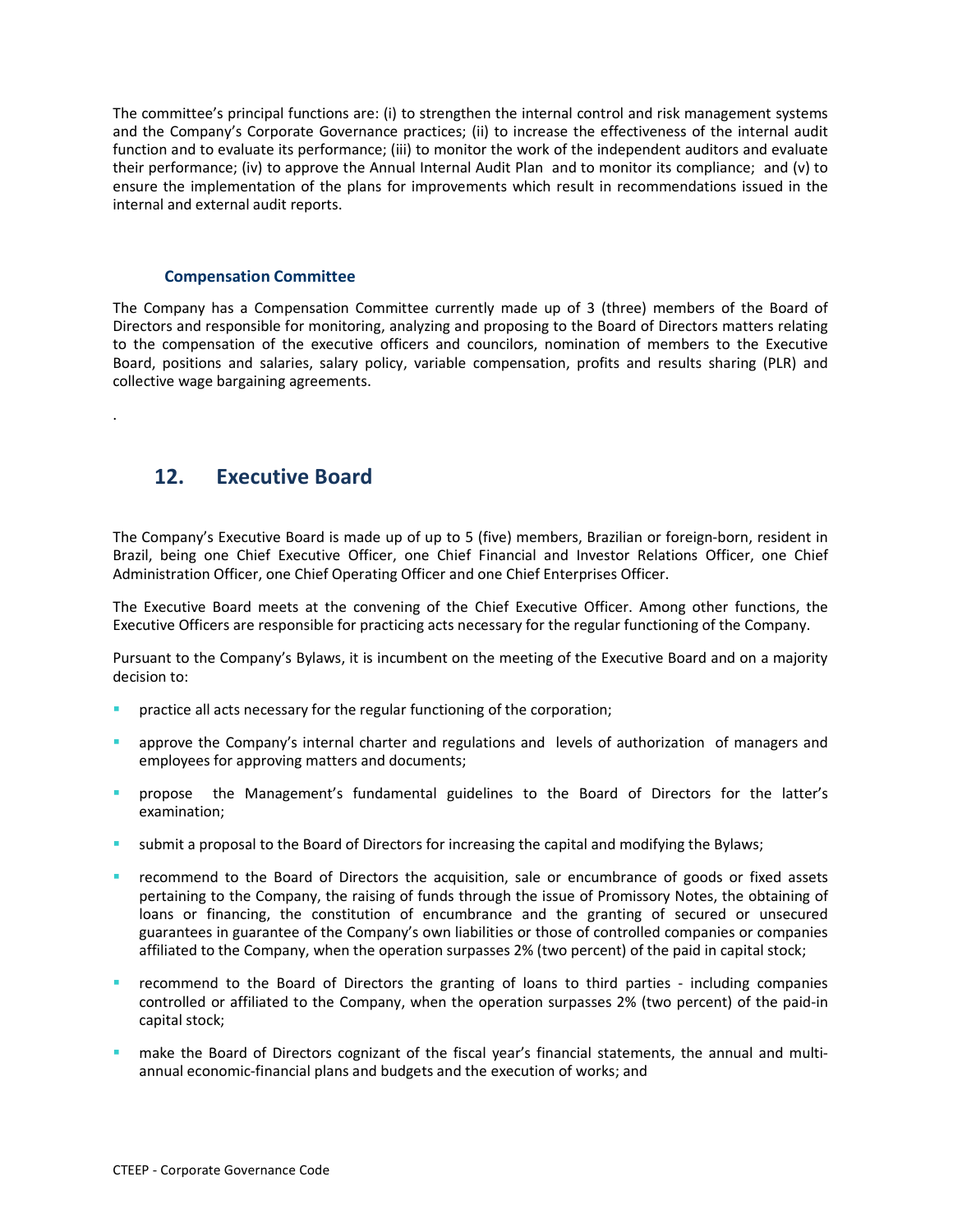The committee's principal functions are: (i) to strengthen the internal control and risk management systems and the Company's Corporate Governance practices; (ii) to increase the effectiveness of the internal audit function and to evaluate its performance; (iii) to monitor the work of the independent auditors and evaluate their performance; (iv) to approve the Annual Internal Audit Plan and to monitor its compliance; and (v) to ensure the implementation of the plans for improvements which result in recommendations issued in the internal and external audit reports.

### Compensation Committee

The Company has a Compensation Committee currently made up of 3 (three) members of the Board of Directors and responsible for monitoring, analyzing and proposing to the Board of Directors matters relating to the compensation of the executive officers and councilors, nomination of members to the Executive Board, positions and salaries, salary policy, variable compensation, profits and results sharing (PLR) and collective wage bargaining agreements.

.

## 12. Executive Board

The Company's Executive Board is made up of up to 5 (five) members, Brazilian or foreign-born, resident in Brazil, being one Chief Executive Officer, one Chief Financial and Investor Relations Officer, one Chief Administration Officer, one Chief Operating Officer and one Chief Enterprises Officer.

The Executive Board meets at the convening of the Chief Executive Officer. Among other functions, the Executive Officers are responsible for practicing acts necessary for the regular functioning of the Company.

Pursuant to the Company's Bylaws, it is incumbent on the meeting of the Executive Board and on a majority decision to:

- practice all acts necessary for the regular functioning of the corporation;
- approve the Company's internal charter and regulations and levels of authorization of managers and employees for approving matters and documents;
- propose the Management's fundamental guidelines to the Board of Directors for the latter's examination;
- submit a proposal to the Board of Directors for increasing the capital and modifying the Bylaws;
- recommend to the Board of Directors the acquisition, sale or encumbrance of goods or fixed assets pertaining to the Company, the raising of funds through the issue of Promissory Notes, the obtaining of loans or financing, the constitution of encumbrance and the granting of secured or unsecured guarantees in guarantee of the Company's own liabilities or those of controlled companies or companies affiliated to the Company, when the operation surpasses 2% (two percent) of the paid in capital stock;
- recommend to the Board of Directors the granting of loans to third parties - including companies controlled or affiliated to the Company, when the operation surpasses 2% (two percent) of the paid-in capital stock;
- make the Board of Directors cognizant of the fiscal year's financial statements, the annual and multi-annual economic-financial plans and budgets and the execution of works; and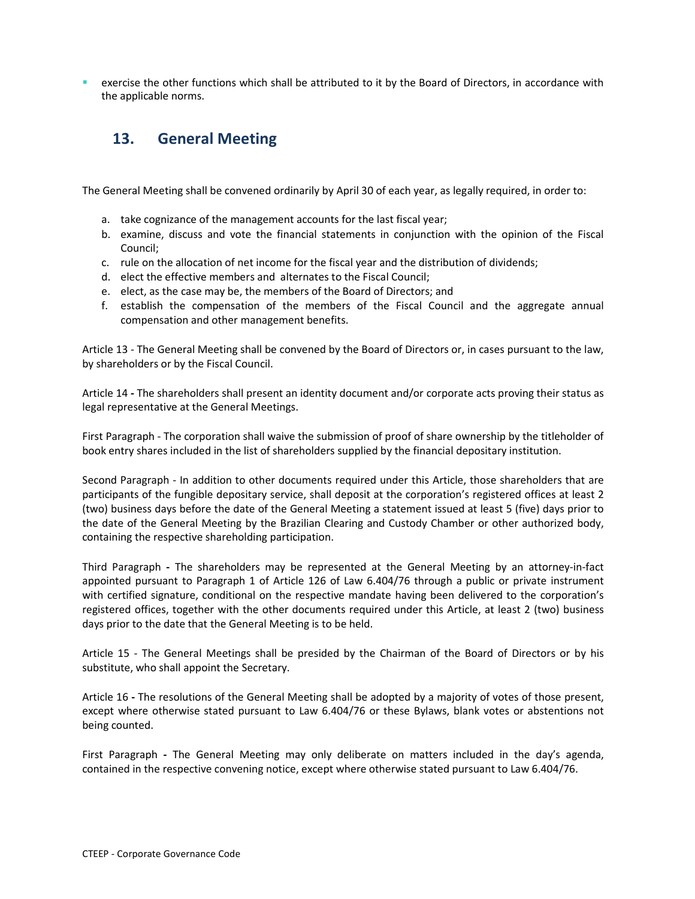- exercise the other functions which shall be attributed to it by the Board of Directors, in accordance with the applicable norms.

## 13. General Meeting

The General Meeting shall be convened ordinarily by April 30 of each year, as legally required, in order to:

a. take cognizance of the management accounts for the last fiscal year;
b. examine, discuss and vote the financial statements in conjunction with the opinion of the Fiscal Council;
c. rule on the allocation of net income for the fiscal year and the distribution of dividends;
d. elect the effective members and alternates to the Fiscal Council;
e. elect, as the case may be, the members of the Board of Directors; and
f. establish the compensation of the members of the Fiscal Council and the aggregate annual compensation and other management benefits.

Article 13 - The General Meeting shall be convened by the Board of Directors or, in cases pursuant to the law, by shareholders or by the Fiscal Council.

Article 14 **-** The shareholders shall present an identity document and/or corporate acts proving their status as legal representative at the General Meetings.

First Paragraph - The corporation shall waive the submission of proof of share ownership by the titleholder of book entry shares included in the list of shareholders supplied by the financial depositary institution.

Second Paragraph - In addition to other documents required under this Article, those shareholders that are participants of the fungible depositary service, shall deposit at the corporation's registered offices at least 2 (two) business days before the date of the General Meeting a statement issued at least 5 (five) days prior to the date of the General Meeting by the Brazilian Clearing and Custody Chamber or other authorized body, containing the respective shareholding participation.

Third Paragraph **-** The shareholders may be represented at the General Meeting by an attorney-in-fact appointed pursuant to Paragraph 1 of Article 126 of Law 6.404/76 through a public or private instrument with certified signature, conditional on the respective mandate having been delivered to the corporation's registered offices, together with the other documents required under this Article, at least 2 (two) business days prior to the date that the General Meeting is to be held.

Article 15 - The General Meetings shall be presided by the Chairman of the Board of Directors or by his substitute, who shall appoint the Secretary.

Article 16 **-** The resolutions of the General Meeting shall be adopted by a majority of votes of those present, except where otherwise stated pursuant to Law 6.404/76 or these Bylaws, blank votes or abstentions not being counted.

First Paragraph **-** The General Meeting may only deliberate on matters included in the day's agenda, contained in the respective convening notice, except where otherwise stated pursuant to Law 6.404/76.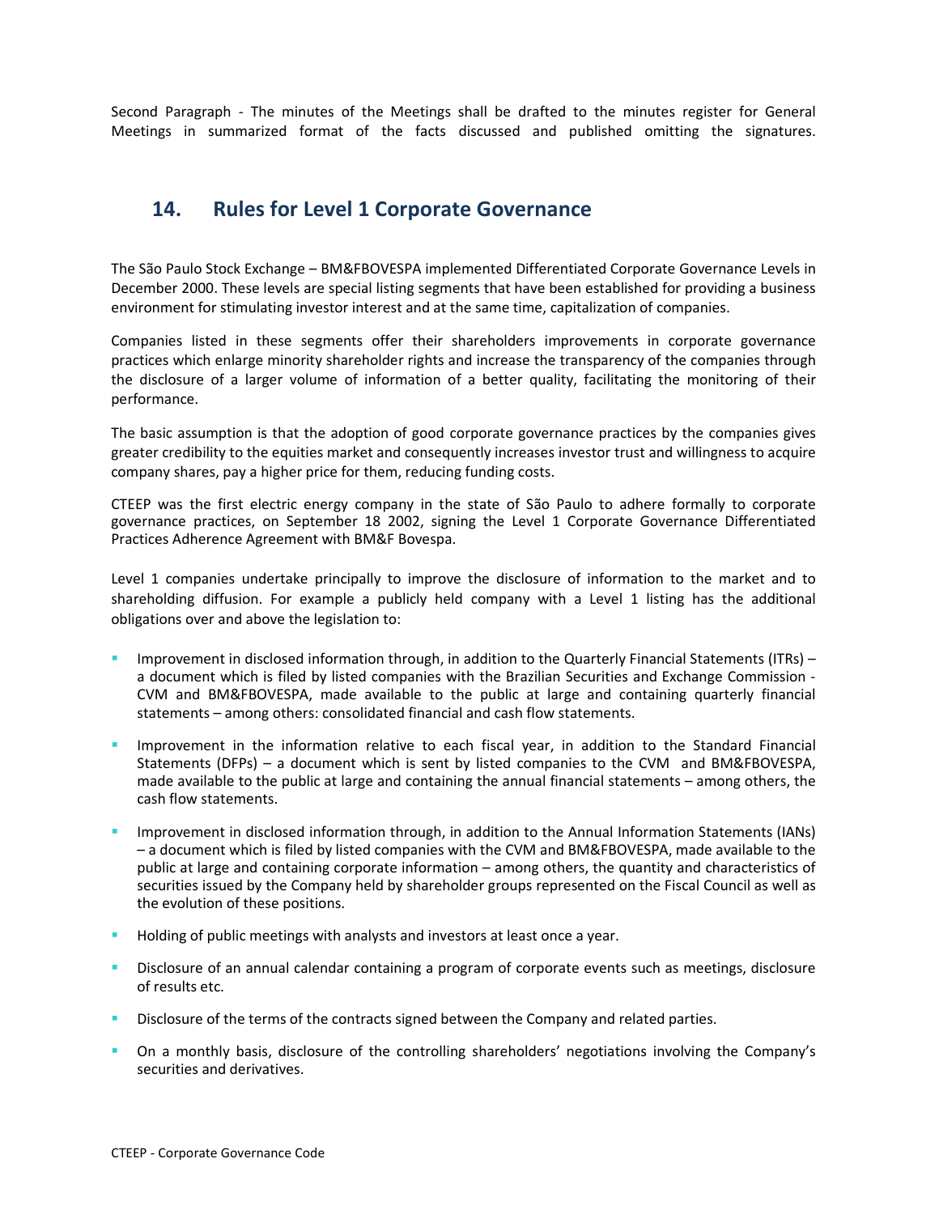Second Paragraph - The minutes of the Meetings shall be drafted to the minutes register for General Meetings in summarized format of the facts discussed and published omitting the signatures.

## 14. Rules for Level 1 Corporate Governance

The São Paulo Stock Exchange – BM&FBOVESPA implemented Differentiated Corporate Governance Levels in December 2000. These levels are special listing segments that have been established for providing a business environment for stimulating investor interest and at the same time, capitalization of companies.

Companies listed in these segments offer their shareholders improvements in corporate governance practices which enlarge minority shareholder rights and increase the transparency of the companies through the disclosure of a larger volume of information of a better quality, facilitating the monitoring of their performance.

The basic assumption is that the adoption of good corporate governance practices by the companies gives greater credibility to the equities market and consequently increases investor trust and willingness to acquire company shares, pay a higher price for them, reducing funding costs.

CTEEP was the first electric energy company in the state of São Paulo to adhere formally to corporate governance practices, on September 18 2002, signing the Level 1 Corporate Governance Differentiated Practices Adherence Agreement with BM&F Bovespa.

Level 1 companies undertake principally to improve the disclosure of information to the market and to shareholding diffusion. For example a publicly held company with a Level 1 listing has the additional obligations over and above the legislation to:

- Improvement in disclosed information through, in addition to the Quarterly Financial Statements (ITRs) – a document which is filed by listed companies with the Brazilian Securities and Exchange Commission - CVM and BM&FBOVESPA, made available to the public at large and containing quarterly financial statements – among others: consolidated financial and cash flow statements.
- Improvement in the information relative to each fiscal year, in addition to the Standard Financial Statements (DFPs) – a document which is sent by listed companies to the CVM and BM&FBOVESPA, made available to the public at large and containing the annual financial statements – among others, the cash flow statements.
- Improvement in disclosed information through, in addition to the Annual Information Statements (IANs) – a document which is filed by listed companies with the CVM and BM&FBOVESPA, made available to the public at large and containing corporate information – among others, the quantity and characteristics of securities issued by the Company held by shareholder groups represented on the Fiscal Council as well as the evolution of these positions.
- Holding of public meetings with analysts and investors at least once a year.
- Disclosure of an annual calendar containing a program of corporate events such as meetings, disclosure of results etc.
- Disclosure of the terms of the contracts signed between the Company and related parties.
- On a monthly basis, disclosure of the controlling shareholders' negotiations involving the Company's securities and derivatives.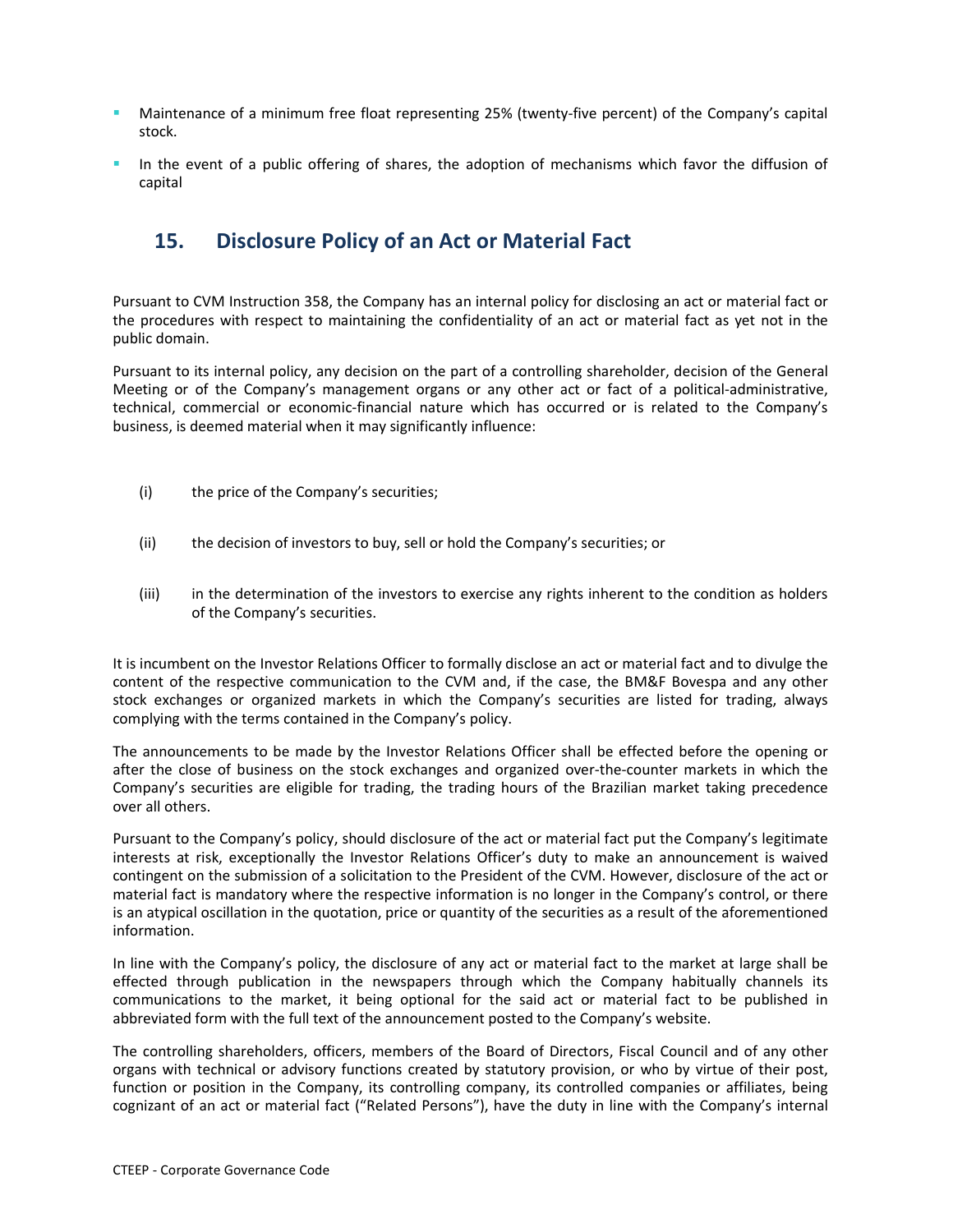- Maintenance of a minimum free float representing 25% (twenty-five percent) of the Company's capital stock.
- In the event of a public offering of shares, the adoption of mechanisms which favor the diffusion of capital

## 15. Disclosure Policy of an Act or Material Fact

Pursuant to CVM Instruction 358, the Company has an internal policy for disclosing an act or material fact or the procedures with respect to maintaining the confidentiality of an act or material fact as yet not in the public domain.

Pursuant to its internal policy, any decision on the part of a controlling shareholder, decision of the General Meeting or of the Company's management organs or any other act or fact of a political-administrative, technical, commercial or economic-financial nature which has occurred or is related to the Company's business, is deemed material when it may significantly influence:

(i) the price of the Company's securities;

(ii) the decision of investors to buy, sell or hold the Company's securities; or

(iii) in the determination of the investors to exercise any rights inherent to the condition as holders of the Company's securities.

It is incumbent on the Investor Relations Officer to formally disclose an act or material fact and to divulge the content of the respective communication to the CVM and, if the case, the BM&F Bovespa and any other stock exchanges or organized markets in which the Company's securities are listed for trading, always complying with the terms contained in the Company's policy.

The announcements to be made by the Investor Relations Officer shall be effected before the opening or after the close of business on the stock exchanges and organized over-the-counter markets in which the Company's securities are eligible for trading, the trading hours of the Brazilian market taking precedence over all others.

Pursuant to the Company's policy, should disclosure of the act or material fact put the Company's legitimate interests at risk, exceptionally the Investor Relations Officer's duty to make an announcement is waived contingent on the submission of a solicitation to the President of the CVM. However, disclosure of the act or material fact is mandatory where the respective information is no longer in the Company's control, or there is an atypical oscillation in the quotation, price or quantity of the securities as a result of the aforementioned information.

In line with the Company's policy, the disclosure of any act or material fact to the market at large shall be effected through publication in the newspapers through which the Company habitually channels its communications to the market, it being optional for the said act or material fact to be published in abbreviated form with the full text of the announcement posted to the Company's website.

The controlling shareholders, officers, members of the Board of Directors, Fiscal Council and of any other organs with technical or advisory functions created by statutory provision, or who by virtue of their post, function or position in the Company, its controlling company, its controlled companies or affiliates, being cognizant of an act or material fact ("Related Persons"), have the duty in line with the Company's internal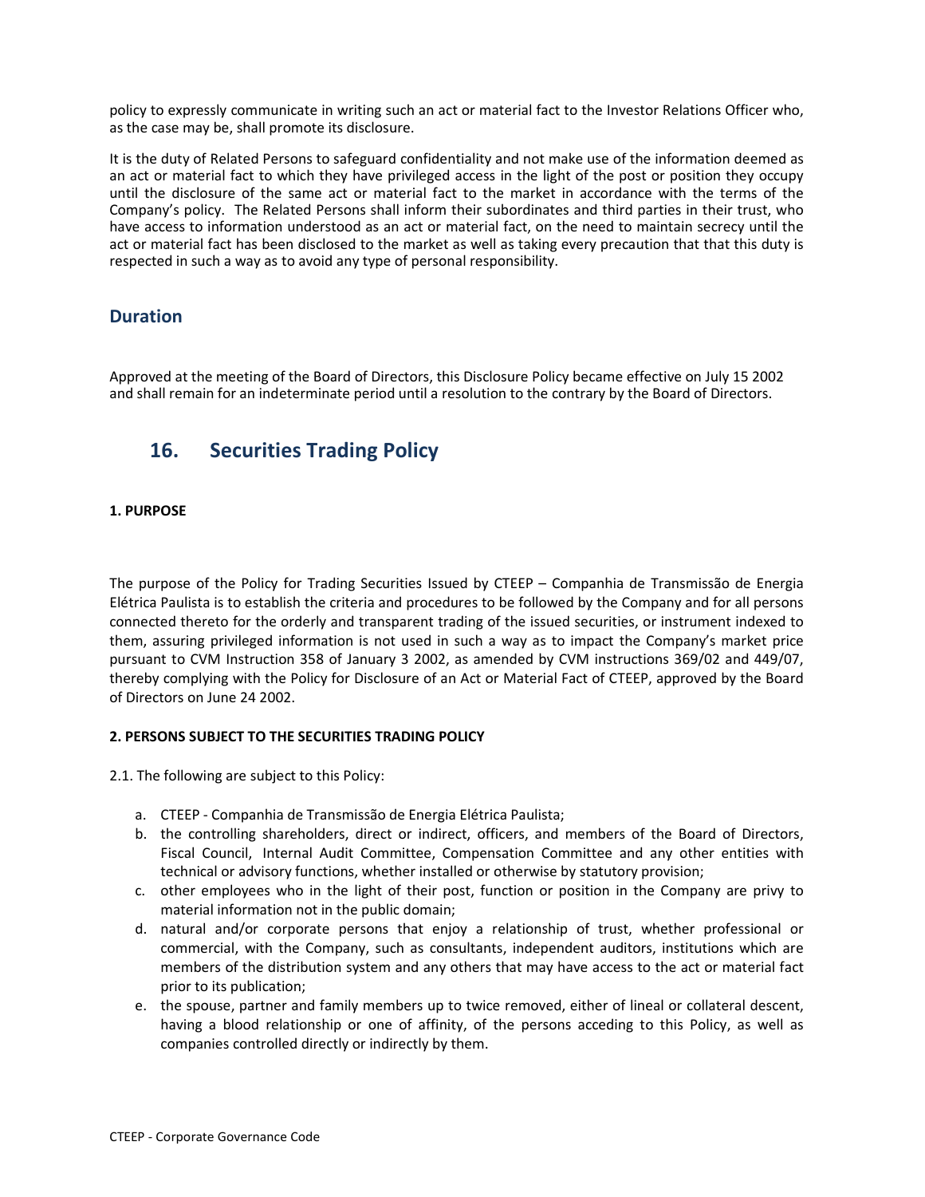policy to expressly communicate in writing such an act or material fact to the Investor Relations Officer who, as the case may be, shall promote its disclosure.

It is the duty of Related Persons to safeguard confidentiality and not make use of the information deemed as an act or material fact to which they have privileged access in the light of the post or position they occupy until the disclosure of the same act or material fact to the market in accordance with the terms of the Company's policy. The Related Persons shall inform their subordinates and third parties in their trust, who have access to information understood as an act or material fact, on the need to maintain secrecy until the act or material fact has been disclosed to the market as well as taking every precaution that that this duty is respected in such a way as to avoid any type of personal responsibility.

## Duration

Approved at the meeting of the Board of Directors, this Disclosure Policy became effective on July 15 2002 and shall remain for an indeterminate period until a resolution to the contrary by the Board of Directors.

# 16. Securities Trading Policy

**1. PURPOSE**

The purpose of the Policy for Trading Securities Issued by CTEEP – Companhia de Transmissão de Energia Elétrica Paulista is to establish the criteria and procedures to be followed by the Company and for all persons connected thereto for the orderly and transparent trading of the issued securities, or instrument indexed to them, assuring privileged information is not used in such a way as to impact the Company's market price pursuant to CVM Instruction 358 of January 3 2002, as amended by CVM instructions 369/02 and 449/07, thereby complying with the Policy for Disclosure of an Act or Material Fact of CTEEP, approved by the Board of Directors on June 24 2002.

**2. PERSONS SUBJECT TO THE SECURITIES TRADING POLICY**

2.1. The following are subject to this Policy:

a. CTEEP - Companhia de Transmissão de Energia Elétrica Paulista;
b. the controlling shareholders, direct or indirect, officers, and members of the Board of Directors, Fiscal Council, Internal Audit Committee, Compensation Committee and any other entities with technical or advisory functions, whether installed or otherwise by statutory provision;
c. other employees who in the light of their post, function or position in the Company are privy to material information not in the public domain;
d. natural and/or corporate persons that enjoy a relationship of trust, whether professional or commercial, with the Company, such as consultants, independent auditors, institutions which are members of the distribution system and any others that may have access to the act or material fact prior to its publication;
e. the spouse, partner and family members up to twice removed, either of lineal or collateral descent, having a blood relationship or one of affinity, of the persons acceding to this Policy, as well as companies controlled directly or indirectly by them.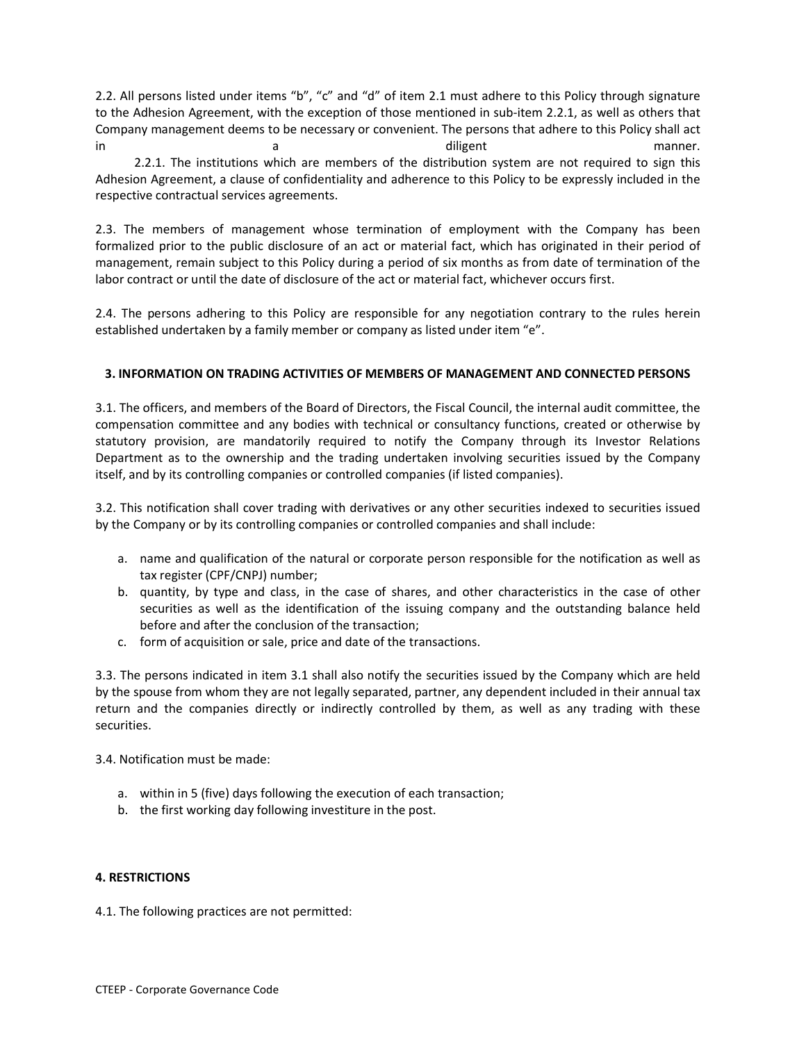2.2. All persons listed under items "b", "c" and "d" of item 2.1 must adhere to this Policy through signature to the Adhesion Agreement, with the exception of those mentioned in sub-item 2.2.1, as well as others that Company management deems to be necessary or convenient. The persons that adhere to this Policy shall act in a diligent manner.

2.2.1. The institutions which are members of the distribution system are not required to sign this Adhesion Agreement, a clause of confidentiality and adherence to this Policy to be expressly included in the respective contractual services agreements.

2.3. The members of management whose termination of employment with the Company has been formalized prior to the public disclosure of an act or material fact, which has originated in their period of management, remain subject to this Policy during a period of six months as from date of termination of the labor contract or until the date of disclosure of the act or material fact, whichever occurs first.

2.4. The persons adhering to this Policy are responsible for any negotiation contrary to the rules herein established undertaken by a family member or company as listed under item "e".

**3. INFORMATION ON TRADING ACTIVITIES OF MEMBERS OF MANAGEMENT AND CONNECTED PERSONS**

3.1. The officers, and members of the Board of Directors, the Fiscal Council, the internal audit committee, the compensation committee and any bodies with technical or consultancy functions, created or otherwise by statutory provision, are mandatorily required to notify the Company through its Investor Relations Department as to the ownership and the trading undertaken involving securities issued by the Company itself, and by its controlling companies or controlled companies (if listed companies).

3.2. This notification shall cover trading with derivatives or any other securities indexed to securities issued by the Company or by its controlling companies or controlled companies and shall include:

a. name and qualification of the natural or corporate person responsible for the notification as well as tax register (CPF/CNPJ) number;
b. quantity, by type and class, in the case of shares, and other characteristics in the case of other securities as well as the identification of the issuing company and the outstanding balance held before and after the conclusion of the transaction;
c. form of acquisition or sale, price and date of the transactions.

3.3. The persons indicated in item 3.1 shall also notify the securities issued by the Company which are held by the spouse from whom they are not legally separated, partner, any dependent included in their annual tax return and the companies directly or indirectly controlled by them, as well as any trading with these securities.

3.4. Notification must be made:

a. within in 5 (five) days following the execution of each transaction;
b. the first working day following investiture in the post.

**4. RESTRICTIONS**

4.1. The following practices are not permitted: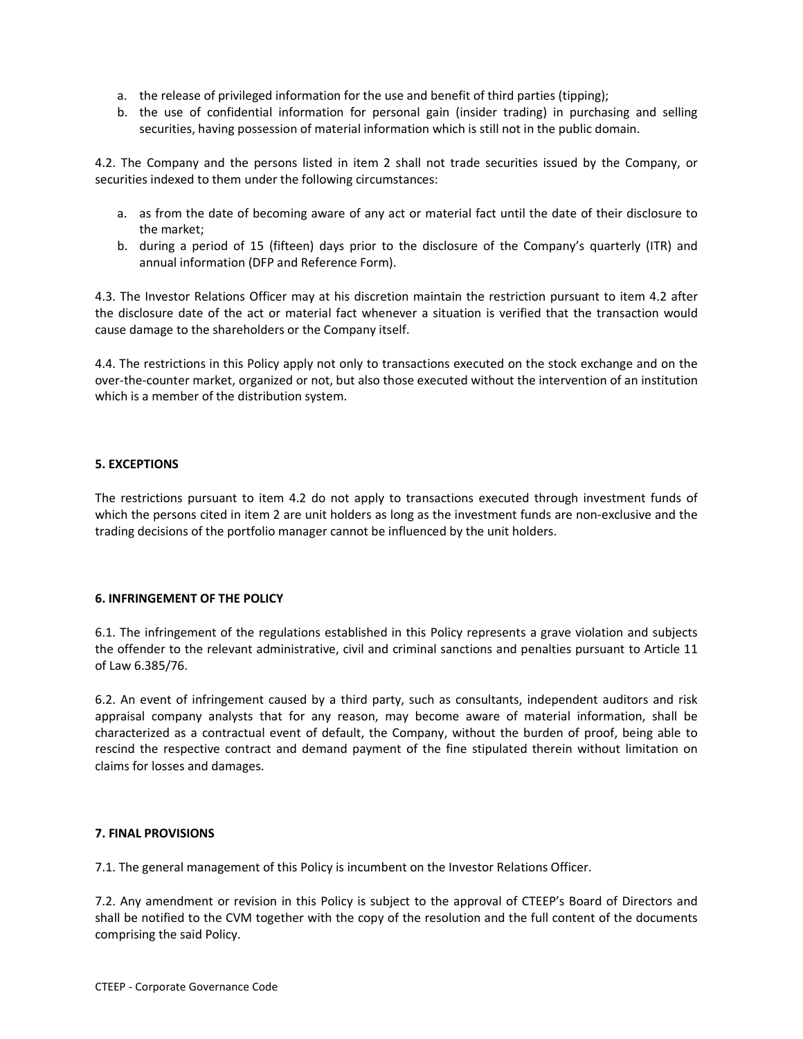a. the release of privileged information for the use and benefit of third parties (tipping);
b. the use of confidential information for personal gain (insider trading) in purchasing and selling securities, having possession of material information which is still not in the public domain.

4.2. The Company and the persons listed in item 2 shall not trade securities issued by the Company, or securities indexed to them under the following circumstances:

a. as from the date of becoming aware of any act or material fact until the date of their disclosure to the market;
b. during a period of 15 (fifteen) days prior to the disclosure of the Company's quarterly (ITR) and annual information (DFP and Reference Form).

4.3. The Investor Relations Officer may at his discretion maintain the restriction pursuant to item 4.2 after the disclosure date of the act or material fact whenever a situation is verified that the transaction would cause damage to the shareholders or the Company itself.

4.4. The restrictions in this Policy apply not only to transactions executed on the stock exchange and on the over-the-counter market, organized or not, but also those executed without the intervention of an institution which is a member of the distribution system.

**5. EXCEPTIONS**

The restrictions pursuant to item 4.2 do not apply to transactions executed through investment funds of which the persons cited in item 2 are unit holders as long as the investment funds are non-exclusive and the trading decisions of the portfolio manager cannot be influenced by the unit holders.

**6. INFRINGEMENT OF THE POLICY**

6.1. The infringement of the regulations established in this Policy represents a grave violation and subjects the offender to the relevant administrative, civil and criminal sanctions and penalties pursuant to Article 11 of Law 6.385/76.

6.2. An event of infringement caused by a third party, such as consultants, independent auditors and risk appraisal company analysts that for any reason, may become aware of material information, shall be characterized as a contractual event of default, the Company, without the burden of proof, being able to rescind the respective contract and demand payment of the fine stipulated therein without limitation on claims for losses and damages.

**7. FINAL PROVISIONS**

7.1. The general management of this Policy is incumbent on the Investor Relations Officer.

7.2. Any amendment or revision in this Policy is subject to the approval of CTEEP's Board of Directors and shall be notified to the CVM together with the copy of the resolution and the full content of the documents comprising the said Policy.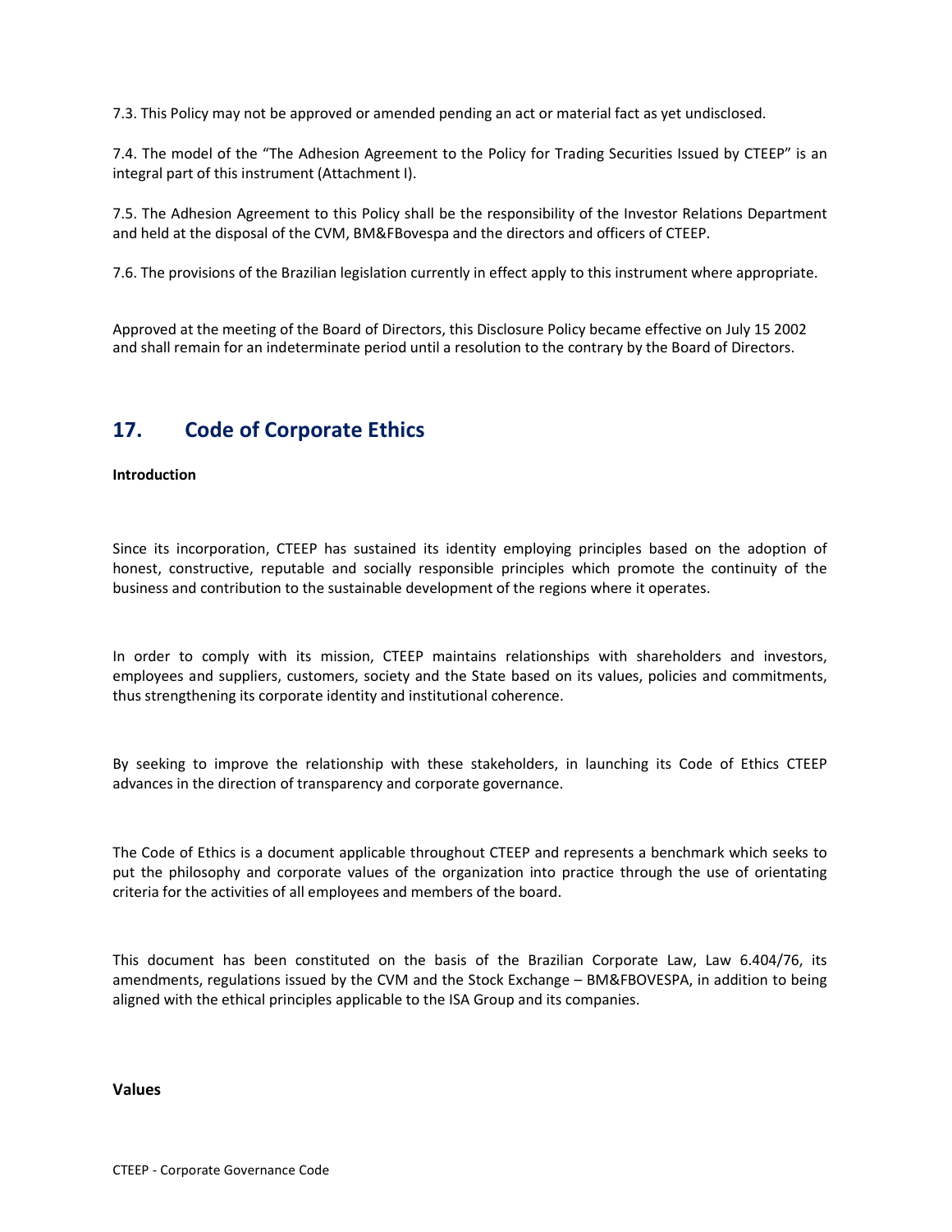7.3. This Policy may not be approved or amended pending an act or material fact as yet undisclosed.

7.4. The model of the "The Adhesion Agreement to the Policy for Trading Securities Issued by CTEEP" is an integral part of this instrument (Attachment I).

7.5. The Adhesion Agreement to this Policy shall be the responsibility of the Investor Relations Department and held at the disposal of the CVM, BM&FBovespa and the directors and officers of CTEEP.

7.6. The provisions of the Brazilian legislation currently in effect apply to this instrument where appropriate.

Approved at the meeting of the Board of Directors, this Disclosure Policy became effective on July 15 2002 and shall remain for an indeterminate period until a resolution to the contrary by the Board of Directors.

## 17. Code of Corporate Ethics

**Introduction**

Since its incorporation, CTEEP has sustained its identity employing principles based on the adoption of honest, constructive, reputable and socially responsible principles which promote the continuity of the business and contribution to the sustainable development of the regions where it operates.

In order to comply with its mission, CTEEP maintains relationships with shareholders and investors, employees and suppliers, customers, society and the State based on its values, policies and commitments, thus strengthening its corporate identity and institutional coherence.

By seeking to improve the relationship with these stakeholders, in launching its Code of Ethics CTEEP advances in the direction of transparency and corporate governance.

The Code of Ethics is a document applicable throughout CTEEP and represents a benchmark which seeks to put the philosophy and corporate values of the organization into practice through the use of orientating criteria for the activities of all employees and members of the board.

This document has been constituted on the basis of the Brazilian Corporate Law, Law 6.404/76, its amendments, regulations issued by the CVM and the Stock Exchange – BM&FBOVESPA, in addition to being aligned with the ethical principles applicable to the ISA Group and its companies.

**Values**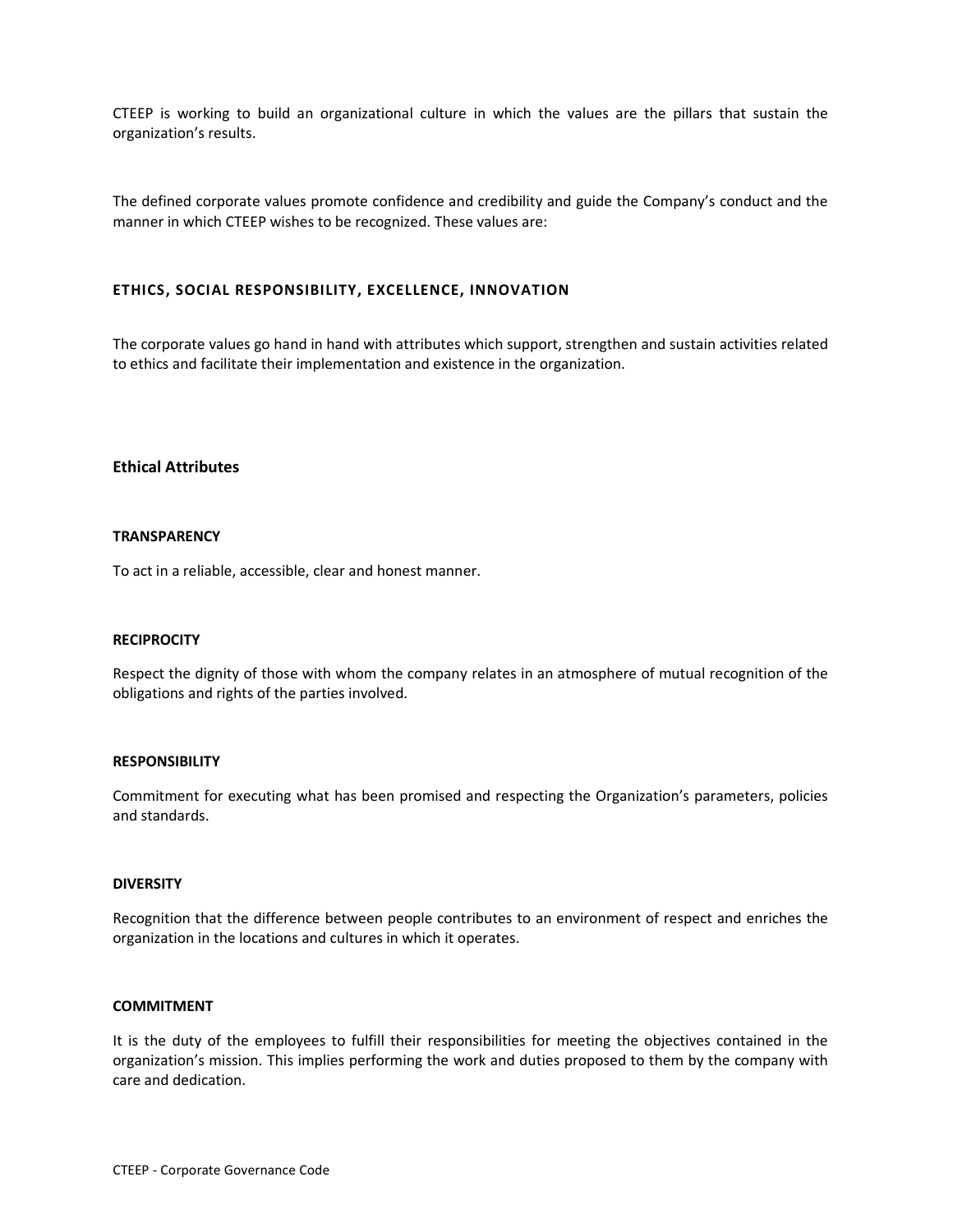CTEEP is working to build an organizational culture in which the values are the pillars that sustain the organization's results.

The defined corporate values promote confidence and credibility and guide the Company's conduct and the manner in which CTEEP wishes to be recognized. These values are:

**ETHICS, SOCIAL RESPONSIBILITY, EXCELLENCE, INNOVATION**

The corporate values go hand in hand with attributes which support, strengthen and sustain activities related to ethics and facilitate their implementation and existence in the organization.

## Ethical Attributes

**TRANSPARENCY**

To act in a reliable, accessible, clear and honest manner.

**RECIPROCITY**

Respect the dignity of those with whom the company relates in an atmosphere of mutual recognition of the obligations and rights of the parties involved.

**RESPONSIBILITY**

Commitment for executing what has been promised and respecting the Organization's parameters, policies and standards.

**DIVERSITY**

Recognition that the difference between people contributes to an environment of respect and enriches the organization in the locations and cultures in which it operates.

**COMMITMENT**

It is the duty of the employees to fulfill their responsibilities for meeting the objectives contained in the organization's mission. This implies performing the work and duties proposed to them by the company with care and dedication.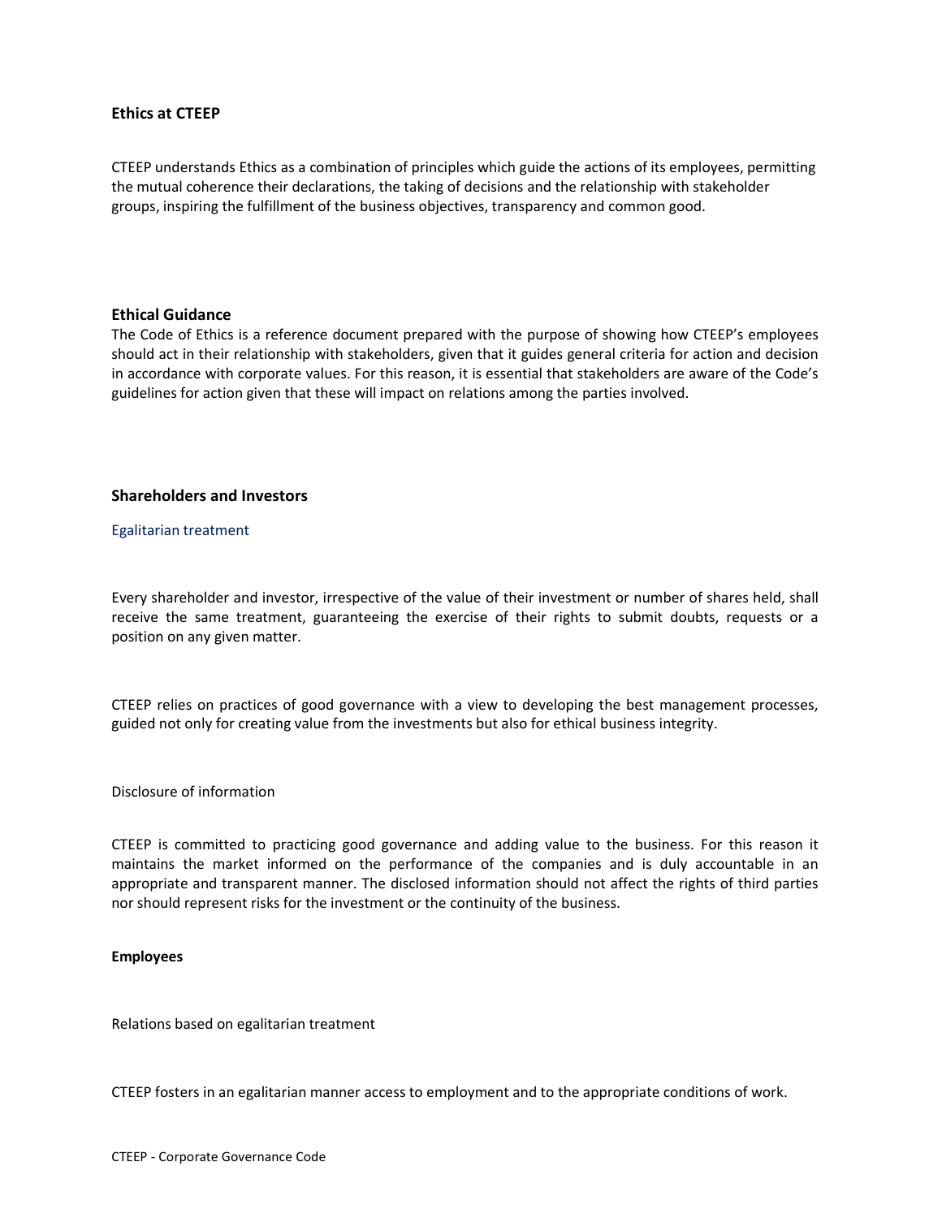### Ethics at CTEEP

CTEEP understands Ethics as a combination of principles which guide the actions of its employees, permitting the mutual coherence their declarations, the taking of decisions and the relationship with stakeholder groups, inspiring the fulfillment of the business objectives, transparency and common good.

### Ethical Guidance

The Code of Ethics is a reference document prepared with the purpose of showing how CTEEP's employees should act in their relationship with stakeholders, given that it guides general criteria for action and decision in accordance with corporate values. For this reason, it is essential that stakeholders are aware of the Code's guidelines for action given that these will impact on relations among the parties involved.

### Shareholders and Investors

#### Egalitarian treatment

Every shareholder and investor, irrespective of the value of their investment or number of shares held, shall receive the same treatment, guaranteeing the exercise of their rights to submit doubts, requests or a position on any given matter.

CTEEP relies on practices of good governance with a view to developing the best management processes, guided not only for creating value from the investments but also for ethical business integrity.

#### Disclosure of information

CTEEP is committed to practicing good governance and adding value to the business. For this reason it maintains the market informed on the performance of the companies and is duly accountable in an appropriate and transparent manner. The disclosed information should not affect the rights of third parties nor should represent risks for the investment or the continuity of the business.

### Employees

#### Relations based on egalitarian treatment

CTEEP fosters in an egalitarian manner access to employment and to the appropriate conditions of work.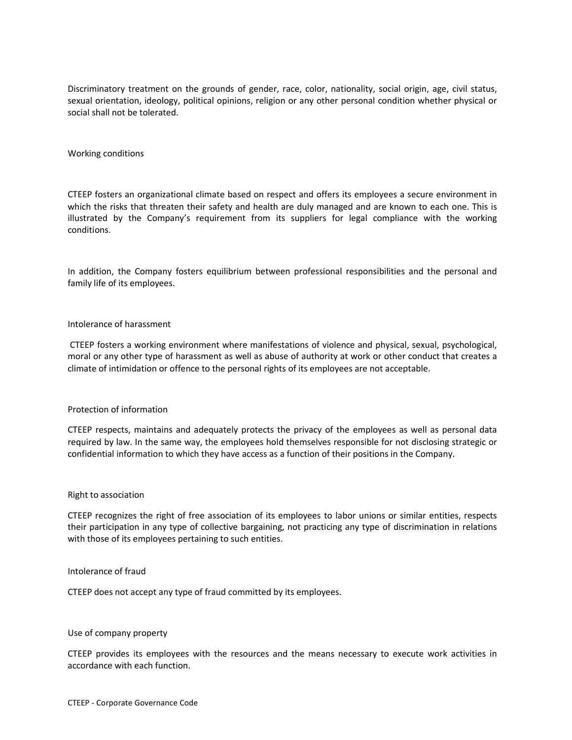Discriminatory treatment on the grounds of gender, race, color, nationality, social origin, age, civil status, sexual orientation, ideology, political opinions, religion or any other personal condition whether physical or social shall not be tolerated.

### Working conditions

CTEEP fosters an organizational climate based on respect and offers its employees a secure environment in which the risks that threaten their safety and health are duly managed and are known to each one. This is illustrated by the Company's requirement from its suppliers for legal compliance with the working conditions.

In addition, the Company fosters equilibrium between professional responsibilities and the personal and family life of its employees.

### Intolerance of harassment

CTEEP fosters a working environment where manifestations of violence and physical, sexual, psychological, moral or any other type of harassment as well as abuse of authority at work or other conduct that creates a climate of intimidation or offence to the personal rights of its employees are not acceptable.

### Protection of information

CTEEP respects, maintains and adequately protects the privacy of the employees as well as personal data required by law. In the same way, the employees hold themselves responsible for not disclosing strategic or confidential information to which they have access as a function of their positions in the Company.

### Right to association

CTEEP recognizes the right of free association of its employees to labor unions or similar entities, respects their participation in any type of collective bargaining, not practicing any type of discrimination in relations with those of its employees pertaining to such entities.

### Intolerance of fraud

CTEEP does not accept any type of fraud committed by its employees.

### Use of company property

CTEEP provides its employees with the resources and the means necessary to execute work activities in accordance with each function.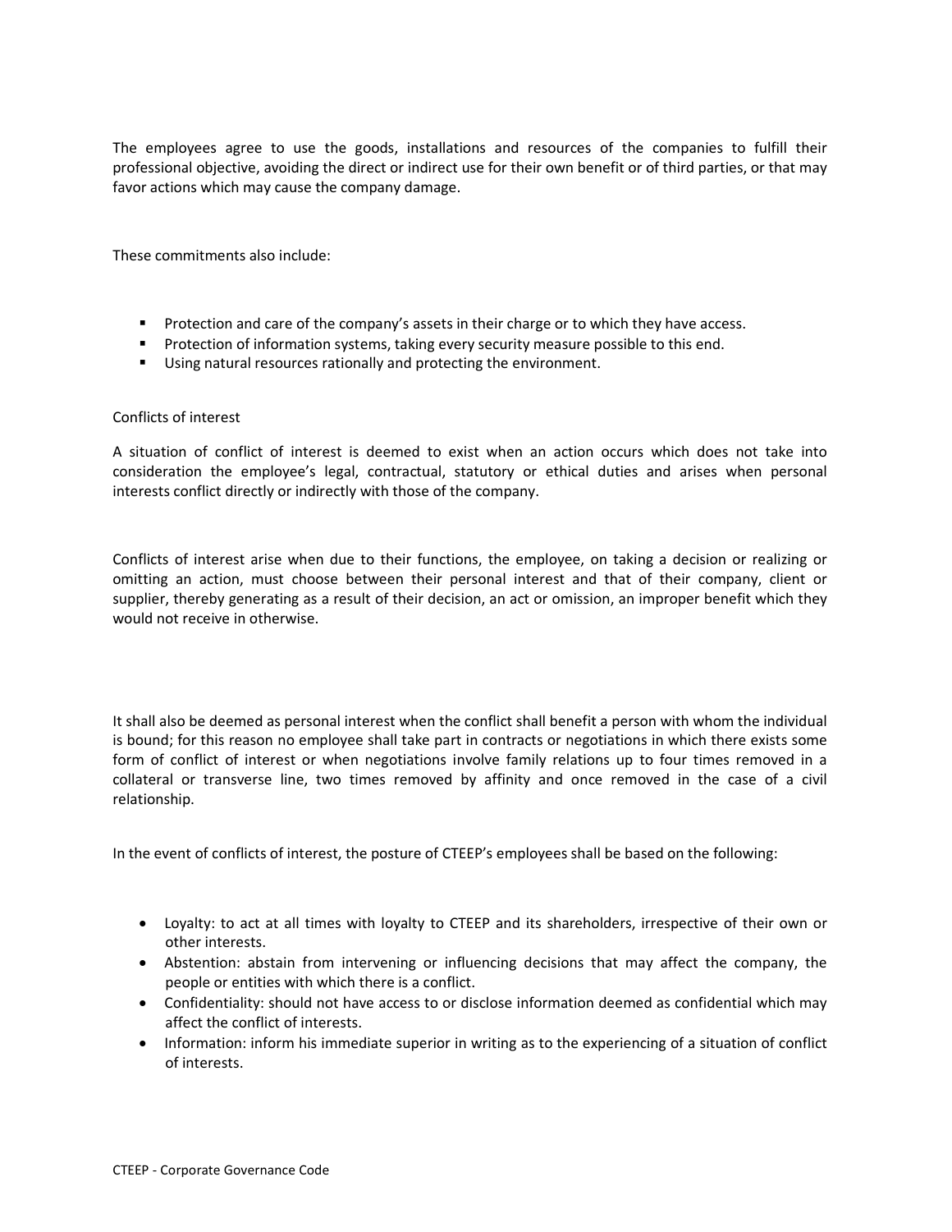The employees agree to use the goods, installations and resources of the companies to fulfill their professional objective, avoiding the direct or indirect use for their own benefit or of third parties, or that may favor actions which may cause the company damage.

These commitments also include:

- Protection and care of the company's assets in their charge or to which they have access.
- Protection of information systems, taking every security measure possible to this end.
- Using natural resources rationally and protecting the environment.

### Conflicts of interest

A situation of conflict of interest is deemed to exist when an action occurs which does not take into consideration the employee's legal, contractual, statutory or ethical duties and arises when personal interests conflict directly or indirectly with those of the company.

Conflicts of interest arise when due to their functions, the employee, on taking a decision or realizing or omitting an action, must choose between their personal interest and that of their company, client or supplier, thereby generating as a result of their decision, an act or omission, an improper benefit which they would not receive in otherwise.

It shall also be deemed as personal interest when the conflict shall benefit a person with whom the individual is bound; for this reason no employee shall take part in contracts or negotiations in which there exists some form of conflict of interest or when negotiations involve family relations up to four times removed in a collateral or transverse line, two times removed by affinity and once removed in the case of a civil relationship.

In the event of conflicts of interest, the posture of CTEEP's employees shall be based on the following:

- Loyalty: to act at all times with loyalty to CTEEP and its shareholders, irrespective of their own or other interests.
- Abstention: abstain from intervening or influencing decisions that may affect the company, the people or entities with which there is a conflict.
- Confidentiality: should not have access to or disclose information deemed as confidential which may affect the conflict of interests.
- Information: inform his immediate superior in writing as to the experiencing of a situation of conflict of interests.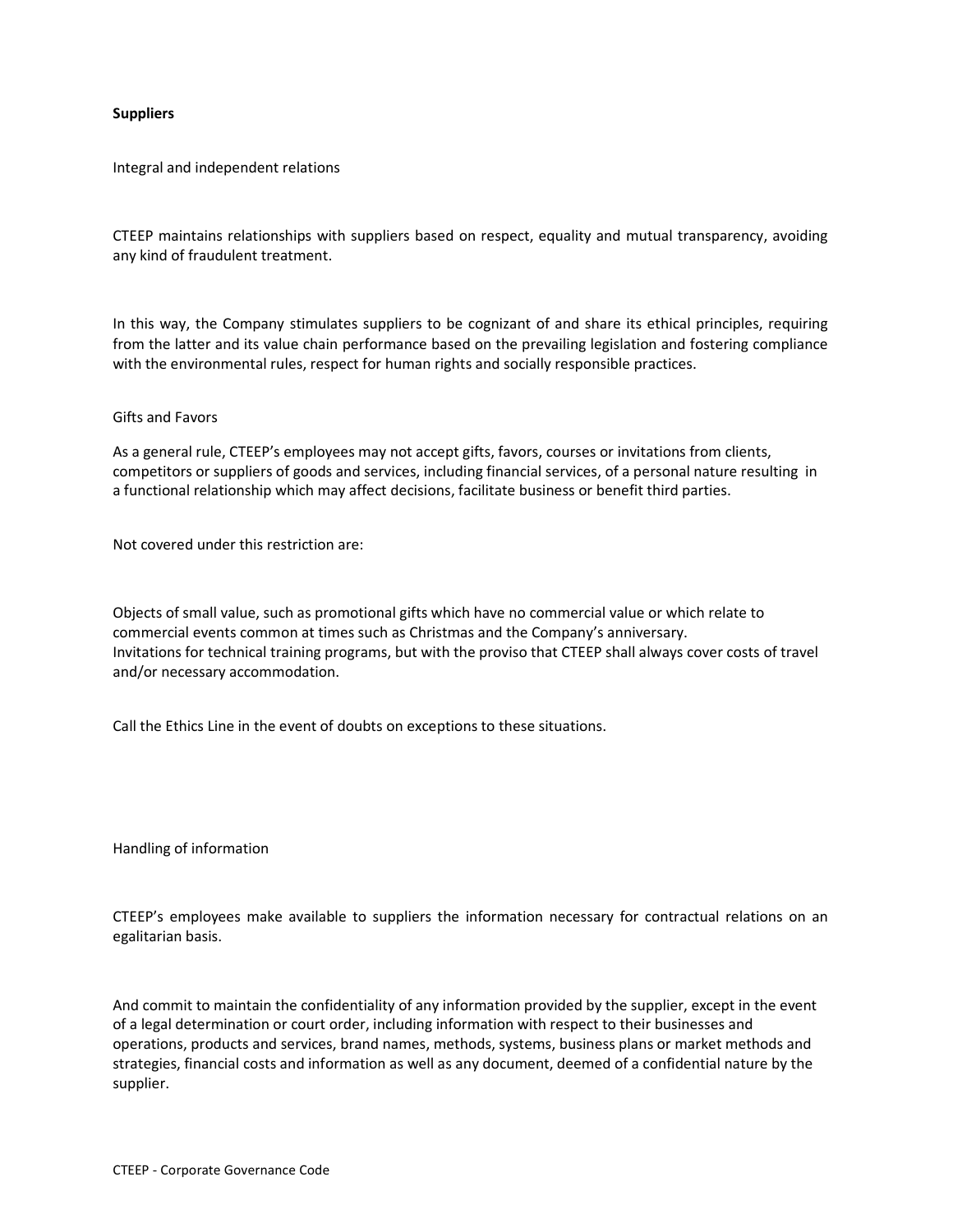**Suppliers**

Integral and independent relations

CTEEP maintains relationships with suppliers based on respect, equality and mutual transparency, avoiding any kind of fraudulent treatment.

In this way, the Company stimulates suppliers to be cognizant of and share its ethical principles, requiring from the latter and its value chain performance based on the prevailing legislation and fostering compliance with the environmental rules, respect for human rights and socially responsible practices.

Gifts and Favors

As a general rule, CTEEP's employees may not accept gifts, favors, courses or invitations from clients, competitors or suppliers of goods and services, including financial services, of a personal nature resulting in a functional relationship which may affect decisions, facilitate business or benefit third parties.

Not covered under this restriction are:

Objects of small value, such as promotional gifts which have no commercial value or which relate to commercial events common at times such as Christmas and the Company's anniversary.
Invitations for technical training programs, but with the proviso that CTEEP shall always cover costs of travel and/or necessary accommodation.

Call the Ethics Line in the event of doubts on exceptions to these situations.

Handling of information

CTEEP's employees make available to suppliers the information necessary for contractual relations on an egalitarian basis.

And commit to maintain the confidentiality of any information provided by the supplier, except in the event of a legal determination or court order, including information with respect to their businesses and operations, products and services, brand names, methods, systems, business plans or market methods and strategies, financial costs and information as well as any document, deemed of a confidential nature by the supplier.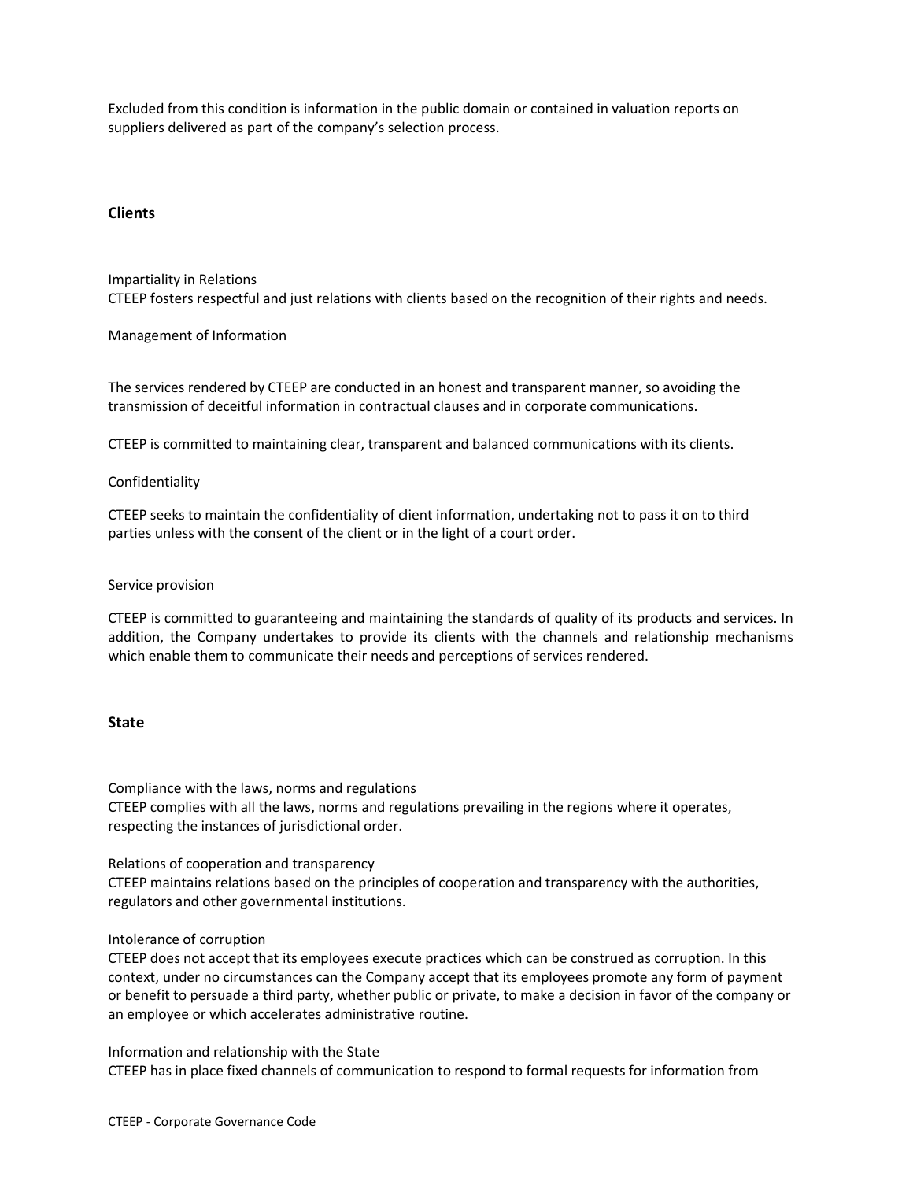Excluded from this condition is information in the public domain or contained in valuation reports on suppliers delivered as part of the company's selection process.

## Clients

Impartiality in Relations
CTEEP fosters respectful and just relations with clients based on the recognition of their rights and needs.

Management of Information

The services rendered by CTEEP are conducted in an honest and transparent manner, so avoiding the transmission of deceitful information in contractual clauses and in corporate communications.

CTEEP is committed to maintaining clear, transparent and balanced communications with its clients.

Confidentiality

CTEEP seeks to maintain the confidentiality of client information, undertaking not to pass it on to third parties unless with the consent of the client or in the light of a court order.

Service provision

CTEEP is committed to guaranteeing and maintaining the standards of quality of its products and services. In addition, the Company undertakes to provide its clients with the channels and relationship mechanisms which enable them to communicate their needs and perceptions of services rendered.

## State

Compliance with the laws, norms and regulations
CTEEP complies with all the laws, norms and regulations prevailing in the regions where it operates, respecting the instances of jurisdictional order.

Relations of cooperation and transparency
CTEEP maintains relations based on the principles of cooperation and transparency with the authorities, regulators and other governmental institutions.

Intolerance of corruption
CTEEP does not accept that its employees execute practices which can be construed as corruption. In this context, under no circumstances can the Company accept that its employees promote any form of payment or benefit to persuade a third party, whether public or private, to make a decision in favor of the company or an employee or which accelerates administrative routine.

Information and relationship with the State
CTEEP has in place fixed channels of communication to respond to formal requests for information from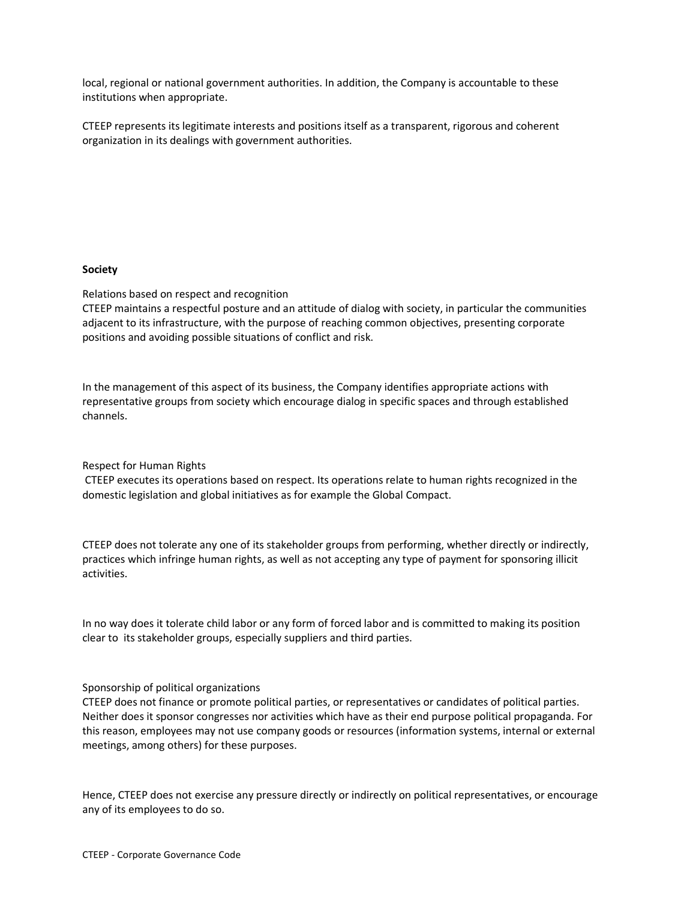local, regional or national government authorities. In addition, the Company is accountable to these institutions when appropriate.

CTEEP represents its legitimate interests and positions itself as a transparent, rigorous and coherent organization in its dealings with government authorities.

**Society**

Relations based on respect and recognition

CTEEP maintains a respectful posture and an attitude of dialog with society, in particular the communities adjacent to its infrastructure, with the purpose of reaching common objectives, presenting corporate positions and avoiding possible situations of conflict and risk.

In the management of this aspect of its business, the Company identifies appropriate actions with representative groups from society which encourage dialog in specific spaces and through established channels.

Respect for Human Rights

CTEEP executes its operations based on respect. Its operations relate to human rights recognized in the domestic legislation and global initiatives as for example the Global Compact.

CTEEP does not tolerate any one of its stakeholder groups from performing, whether directly or indirectly, practices which infringe human rights, as well as not accepting any type of payment for sponsoring illicit activities.

In no way does it tolerate child labor or any form of forced labor and is committed to making its position clear to its stakeholder groups, especially suppliers and third parties.

Sponsorship of political organizations

CTEEP does not finance or promote political parties, or representatives or candidates of political parties. Neither does it sponsor congresses nor activities which have as their end purpose political propaganda. For this reason, employees may not use company goods or resources (information systems, internal or external meetings, among others) for these purposes.

Hence, CTEEP does not exercise any pressure directly or indirectly on political representatives, or encourage any of its employees to do so.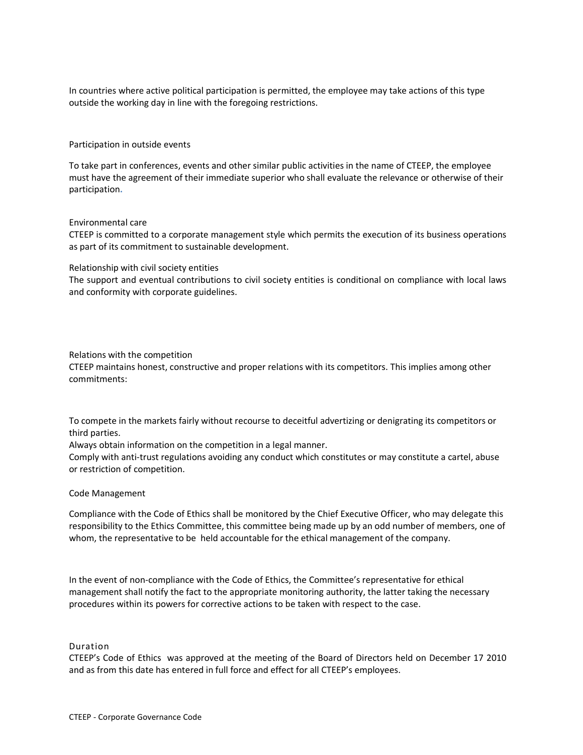In countries where active political participation is permitted, the employee may take actions of this type outside the working day in line with the foregoing restrictions.

## Participation in outside events

To take part in conferences, events and other similar public activities in the name of CTEEP, the employee must have the agreement of their immediate superior who shall evaluate the relevance or otherwise of their participation.

## Environmental care

CTEEP is committed to a corporate management style which permits the execution of its business operations as part of its commitment to sustainable development.

## Relationship with civil society entities

The support and eventual contributions to civil society entities is conditional on compliance with local laws and conformity with corporate guidelines.

## Relations with the competition

CTEEP maintains honest, constructive and proper relations with its competitors. This implies among other commitments:

- To compete in the markets fairly without recourse to deceitful advertizing or denigrating its competitors or third parties.
- Always obtain information on the competition in a legal manner.
- Comply with anti-trust regulations avoiding any conduct which constitutes or may constitute a cartel, abuse or restriction of competition.

## Code Management

Compliance with the Code of Ethics shall be monitored by the Chief Executive Officer, who may delegate this responsibility to the Ethics Committee, this committee being made up by an odd number of members, one of whom, the representative to be held accountable for the ethical management of the company.

In the event of non-compliance with the Code of Ethics, the Committee's representative for ethical management shall notify the fact to the appropriate monitoring authority, the latter taking the necessary procedures within its powers for corrective actions to be taken with respect to the case.

## Duration

CTEEP's Code of Ethics was approved at the meeting of the Board of Directors held on December 17 2010 and as from this date has entered in full force and effect for all CTEEP's employees.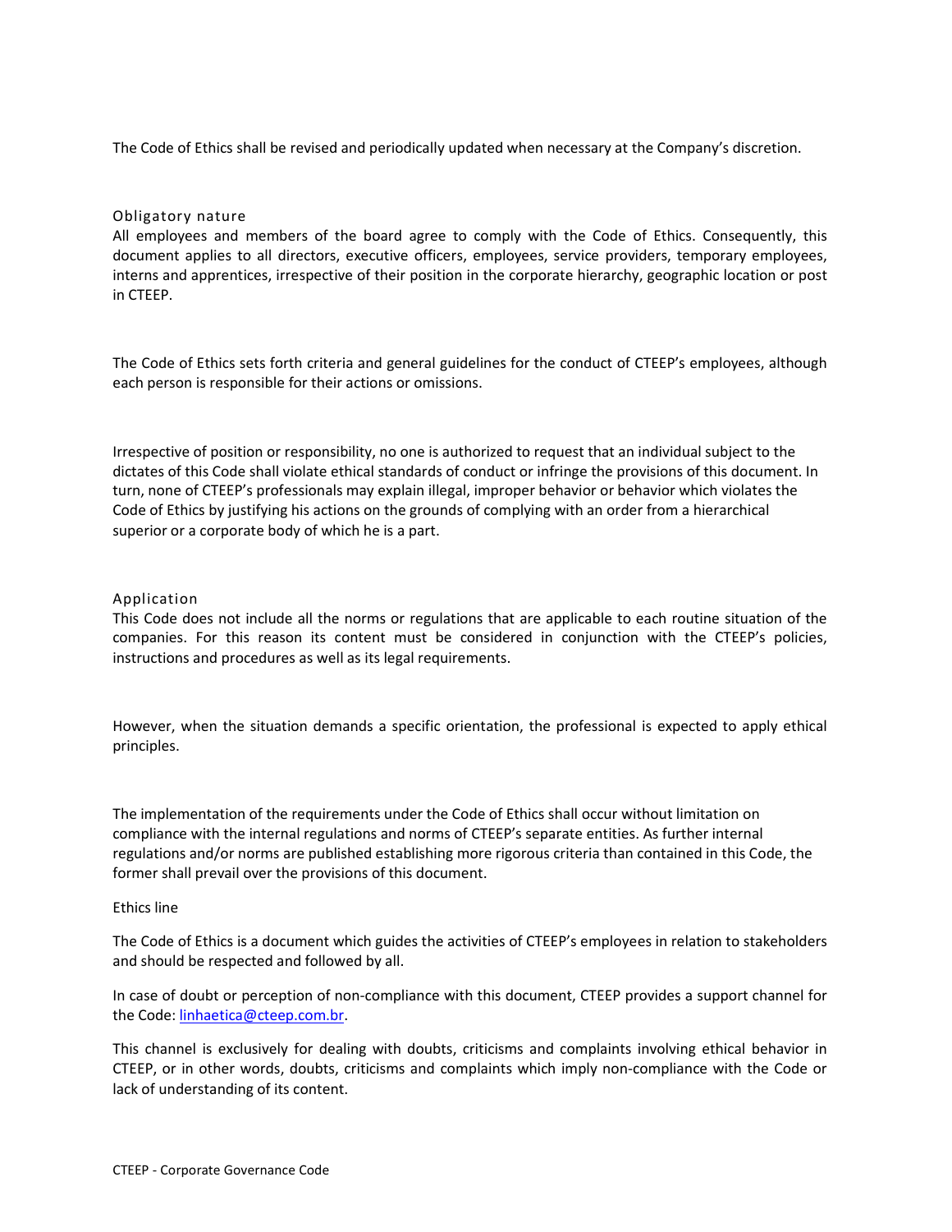The Code of Ethics shall be revised and periodically updated when necessary at the Company's discretion.

## Obligatory nature

All employees and members of the board agree to comply with the Code of Ethics. Consequently, this document applies to all directors, executive officers, employees, service providers, temporary employees, interns and apprentices, irrespective of their position in the corporate hierarchy, geographic location or post in CTEEP.

The Code of Ethics sets forth criteria and general guidelines for the conduct of CTEEP's employees, although each person is responsible for their actions or omissions.

Irrespective of position or responsibility, no one is authorized to request that an individual subject to the dictates of this Code shall violate ethical standards of conduct or infringe the provisions of this document. In turn, none of CTEEP's professionals may explain illegal, improper behavior or behavior which violates the Code of Ethics by justifying his actions on the grounds of complying with an order from a hierarchical superior or a corporate body of which he is a part.

## Application

This Code does not include all the norms or regulations that are applicable to each routine situation of the companies. For this reason its content must be considered in conjunction with the CTEEP's policies, instructions and procedures as well as its legal requirements.

However, when the situation demands a specific orientation, the professional is expected to apply ethical principles.

The implementation of the requirements under the Code of Ethics shall occur without limitation on compliance with the internal regulations and norms of CTEEP's separate entities. As further internal regulations and/or norms are published establishing more rigorous criteria than contained in this Code, the former shall prevail over the provisions of this document.

## Ethics line

The Code of Ethics is a document which guides the activities of CTEEP's employees in relation to stakeholders and should be respected and followed by all.

In case of doubt or perception of non-compliance with this document, CTEEP provides a support channel for the Code: linhaetica@cteep.com.br.

This channel is exclusively for dealing with doubts, criticisms and complaints involving ethical behavior in CTEEP, or in other words, doubts, criticisms and complaints which imply non-compliance with the Code or lack of understanding of its content.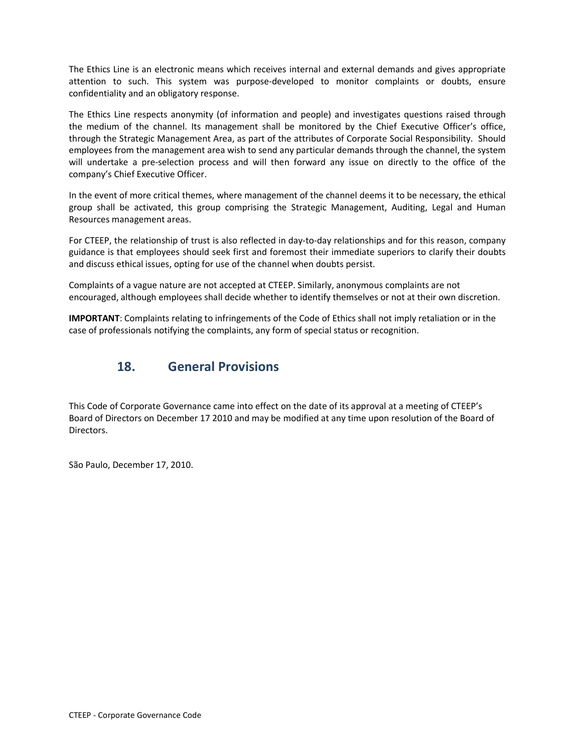The Ethics Line is an electronic means which receives internal and external demands and gives appropriate attention to such. This system was purpose-developed to monitor complaints or doubts, ensure confidentiality and an obligatory response.

The Ethics Line respects anonymity (of information and people) and investigates questions raised through the medium of the channel. Its management shall be monitored by the Chief Executive Officer's office, through the Strategic Management Area, as part of the attributes of Corporate Social Responsibility. Should employees from the management area wish to send any particular demands through the channel, the system will undertake a pre-selection process and will then forward any issue on directly to the office of the company's Chief Executive Officer.

In the event of more critical themes, where management of the channel deems it to be necessary, the ethical group shall be activated, this group comprising the Strategic Management, Auditing, Legal and Human Resources management areas.

For CTEEP, the relationship of trust is also reflected in day-to-day relationships and for this reason, company guidance is that employees should seek first and foremost their immediate superiors to clarify their doubts and discuss ethical issues, opting for use of the channel when doubts persist.

Complaints of a vague nature are not accepted at CTEEP. Similarly, anonymous complaints are not encouraged, although employees shall decide whether to identify themselves or not at their own discretion.

**IMPORTANT**: Complaints relating to infringements of the Code of Ethics shall not imply retaliation or in the case of professionals notifying the complaints, any form of special status or recognition.

## 18. General Provisions

This Code of Corporate Governance came into effect on the date of its approval at a meeting of CTEEP's Board of Directors on December 17 2010 and may be modified at any time upon resolution of the Board of Directors.

São Paulo, December 17, 2010.